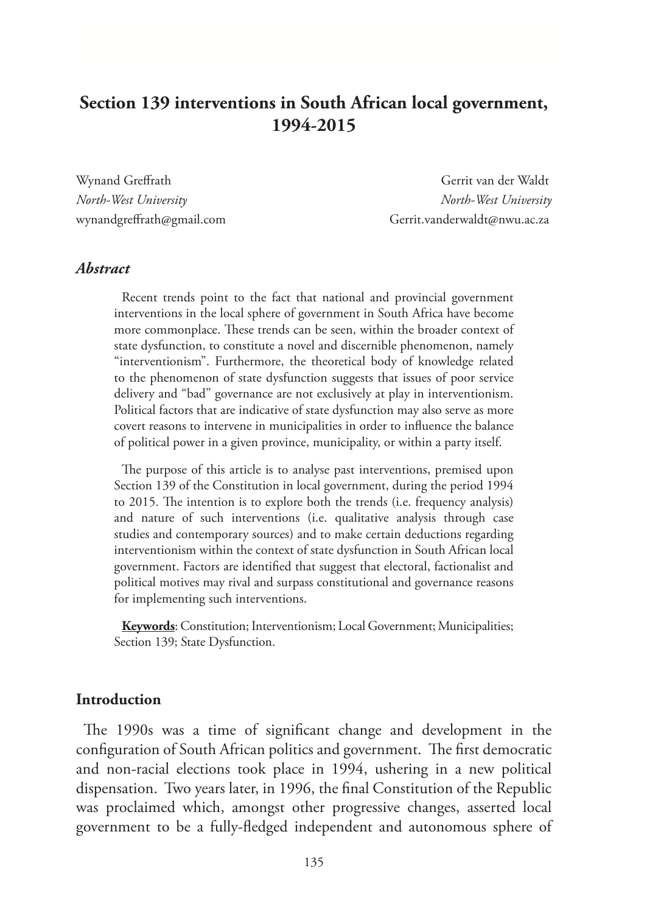# Section 139 interventions in South African local government, 1994-2015

Wynand Greffrath
*North-West University*
wynandgreffrath@gmail.com

Gerrit van der Waldt
*North-West University*
Gerrit.vanderwaldt@nwu.ac.za

### *Abstract*

Recent trends point to the fact that national and provincial government interventions in the local sphere of government in South Africa have become more commonplace. These trends can be seen, within the broader context of state dysfunction, to constitute a novel and discernible phenomenon, namely "interventionism". Furthermore, the theoretical body of knowledge related to the phenomenon of state dysfunction suggests that issues of poor service delivery and "bad" governance are not exclusively at play in interventionism. Political factors that are indicative of state dysfunction may also serve as more covert reasons to intervene in municipalities in order to influence the balance of political power in a given province, municipality, or within a party itself.

The purpose of this article is to analyse past interventions, premised upon Section 139 of the Constitution in local government, during the period 1994 to 2015. The intention is to explore both the trends (i.e. frequency analysis) and nature of such interventions (i.e. qualitative analysis through case studies and contemporary sources) and to make certain deductions regarding interventionism within the context of state dysfunction in South African local government. Factors are identified that suggest that electoral, factionalist and political motives may rival and surpass constitutional and governance reasons for implementing such interventions.

**Keywords**: Constitution; Interventionism; Local Government; Municipalities; Section 139; State Dysfunction.

## Introduction

The 1990s was a time of significant change and development in the configuration of South African politics and government. The first democratic and non-racial elections took place in 1994, ushering in a new political dispensation. Two years later, in 1996, the final Constitution of the Republic was proclaimed which, amongst other progressive changes, asserted local government to be a fully-fledged independent and autonomous sphere of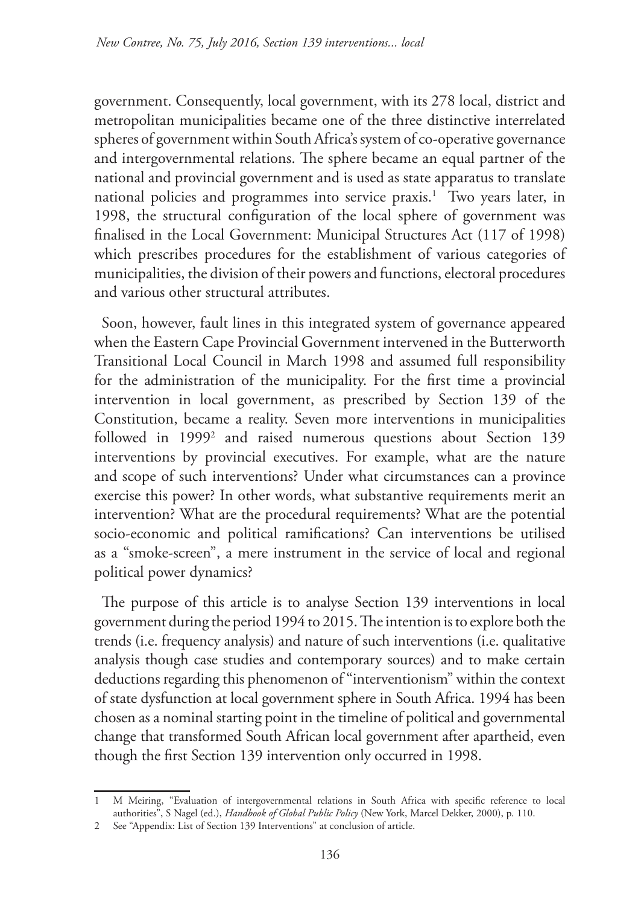government. Consequently, local government, with its 278 local, district and metropolitan municipalities became one of the three distinctive interrelated spheres of government within South Africa's system of co-operative governance and intergovernmental relations. The sphere became an equal partner of the national and provincial government and is used as state apparatus to translate national policies and programmes into service praxis.[1] Two years later, in 1998, the structural configuration of the local sphere of government was finalised in the Local Government: Municipal Structures Act (117 of 1998) which prescribes procedures for the establishment of various categories of municipalities, the division of their powers and functions, electoral procedures and various other structural attributes.

Soon, however, fault lines in this integrated system of governance appeared when the Eastern Cape Provincial Government intervened in the Butterworth Transitional Local Council in March 1998 and assumed full responsibility for the administration of the municipality. For the first time a provincial intervention in local government, as prescribed by Section 139 of the Constitution, became a reality. Seven more interventions in municipalities followed in 1999[2] and raised numerous questions about Section 139 interventions by provincial executives. For example, what are the nature and scope of such interventions? Under what circumstances can a province exercise this power? In other words, what substantive requirements merit an intervention? What are the procedural requirements? What are the potential socio-economic and political ramifications? Can interventions be utilised as a "smoke-screen", a mere instrument in the service of local and regional political power dynamics?

The purpose of this article is to analyse Section 139 interventions in local government during the period 1994 to 2015. The intention is to explore both the trends (i.e. frequency analysis) and nature of such interventions (i.e. qualitative analysis though case studies and contemporary sources) and to make certain deductions regarding this phenomenon of "interventionism" within the context of state dysfunction at local government sphere in South Africa. 1994 has been chosen as a nominal starting point in the timeline of political and governmental change that transformed South African local government after apartheid, even though the first Section 139 intervention only occurred in 1998.

---

1 M Meiring, "Evaluation of intergovernmental relations in South Africa with specific reference to local authorities", S Nagel (ed.), *Handbook of Global Public Policy* (New York, Marcel Dekker, 2000), p. 110.

2 See "Appendix: List of Section 139 Interventions" at conclusion of article.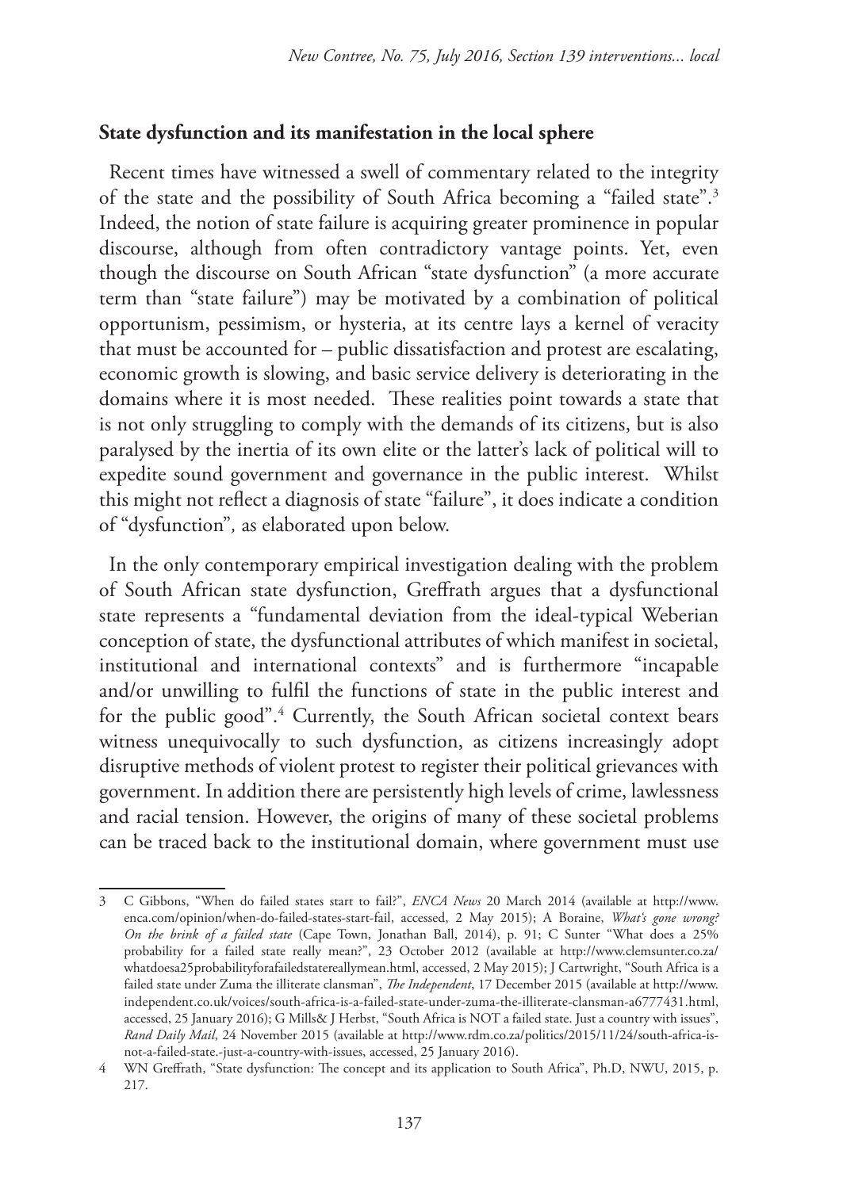**State dysfunction and its manifestation in the local sphere**

Recent times have witnessed a swell of commentary related to the integrity of the state and the possibility of South Africa becoming a "failed state".[3] Indeed, the notion of state failure is acquiring greater prominence in popular discourse, although from often contradictory vantage points. Yet, even though the discourse on South African "state dysfunction" (a more accurate term than "state failure") may be motivated by a combination of political opportunism, pessimism, or hysteria, at its centre lays a kernel of veracity that must be accounted for – public dissatisfaction and protest are escalating, economic growth is slowing, and basic service delivery is deteriorating in the domains where it is most needed. These realities point towards a state that is not only struggling to comply with the demands of its citizens, but is also paralysed by the inertia of its own elite or the latter's lack of political will to expedite sound government and governance in the public interest. Whilst this might not reflect a diagnosis of state "failure", it does indicate a condition of "dysfunction"*,* as elaborated upon below.

In the only contemporary empirical investigation dealing with the problem of South African state dysfunction, Greffrath argues that a dysfunctional state represents a "fundamental deviation from the ideal-typical Weberian conception of state, the dysfunctional attributes of which manifest in societal, institutional and international contexts" and is furthermore "incapable and/or unwilling to fulfil the functions of state in the public interest and for the public good".[4] Currently, the South African societal context bears witness unequivocally to such dysfunction, as citizens increasingly adopt disruptive methods of violent protest to register their political grievances with government. In addition there are persistently high levels of crime, lawlessness and racial tension. However, the origins of many of these societal problems can be traced back to the institutional domain, where government must use

---

3 C Gibbons, "When do failed states start to fail?", *ENCA News* 20 March 2014 (available at http://www.enca.com/opinion/when-do-failed-states-start-fail, accessed, 2 May 2015); A Boraine, *What's gone wrong? On the brink of a failed state* (Cape Town, Jonathan Ball, 2014), p. 91; C Sunter "What does a 25% probability for a failed state really mean?", 23 October 2012 (available at http://www.clemsunter.co.za/whatdoesa25probabilityforafailedstatereallymean.html, accessed, 2 May 2015); J Cartwright, "South Africa is a failed state under Zuma the illiterate clansman", *The Independent*, 17 December 2015 (available at http://www.independent.co.uk/voices/south-africa-is-a-failed-state-under-zuma-the-illiterate-clansman-a6777431.html, accessed, 25 January 2016); G Mills& J Herbst, "South Africa is NOT a failed state. Just a country with issues", *Rand Daily Mail*, 24 November 2015 (available at http://www.rdm.co.za/politics/2015/11/24/south-africa-is-not-a-failed-state.-just-a-country-with-issues, accessed, 25 January 2016).

4 WN Greffrath, "State dysfunction: The concept and its application to South Africa", Ph.D, NWU, 2015, p. 217.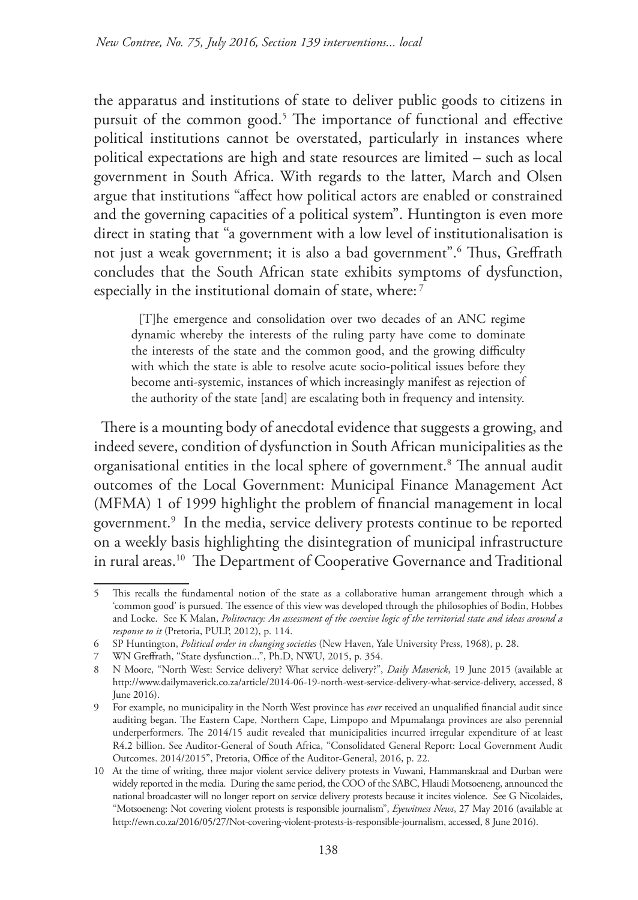the apparatus and institutions of state to deliver public goods to citizens in pursuit of the common good.[5] The importance of functional and effective political institutions cannot be overstated, particularly in instances where political expectations are high and state resources are limited – such as local government in South Africa. With regards to the latter, March and Olsen argue that institutions "affect how political actors are enabled or constrained and the governing capacities of a political system". Huntington is even more direct in stating that "a government with a low level of institutionalisation is not just a weak government; it is also a bad government".[6] Thus, Greffrath concludes that the South African state exhibits symptoms of dysfunction, especially in the institutional domain of state, where: [7]

> [T]he emergence and consolidation over two decades of an ANC regime dynamic whereby the interests of the ruling party have come to dominate the interests of the state and the common good, and the growing difficulty with which the state is able to resolve acute socio-political issues before they become anti-systemic, instances of which increasingly manifest as rejection of the authority of the state [and] are escalating both in frequency and intensity.

There is a mounting body of anecdotal evidence that suggests a growing, and indeed severe, condition of dysfunction in South African municipalities as the organisational entities in the local sphere of government.[8] The annual audit outcomes of the Local Government: Municipal Finance Management Act (MFMA) 1 of 1999 highlight the problem of financial management in local government.[9] In the media, service delivery protests continue to be reported on a weekly basis highlighting the disintegration of municipal infrastructure in rural areas.[10] The Department of Cooperative Governance and Traditional

---

5 This recalls the fundamental notion of the state as a collaborative human arrangement through which a 'common good' is pursued. The essence of this view was developed through the philosophies of Bodin, Hobbes and Locke. See K Malan, *Politocracy: An assessment of the coercive logic of the territorial state and ideas around a response to it* (Pretoria, PULP, 2012), p. 114.

6 SP Huntington, *Political order in changing societies* (New Haven, Yale University Press, 1968), p. 28.

7 WN Greffrath, "State dysfunction...", Ph.D, NWU, 2015, p. 354.

8 N Moore, "North West: Service delivery? What service delivery?", *Daily Maverick*, 19 June 2015 (available at http://www.dailymaverick.co.za/article/2014-06-19-north-west-service-delivery-what-service-delivery, accessed, 8 June 2016).

9 For example, no municipality in the North West province has *ever* received an unqualified financial audit since auditing began. The Eastern Cape, Northern Cape, Limpopo and Mpumalanga provinces are also perennial underperformers. The 2014/15 audit revealed that municipalities incurred irregular expenditure of at least R4.2 billion. See Auditor-General of South Africa, "Consolidated General Report: Local Government Audit Outcomes. 2014/2015", Pretoria, Office of the Auditor-General, 2016, p. 22.

10 At the time of writing, three major violent service delivery protests in Vuwani, Hammanskraal and Durban were widely reported in the media. During the same period, the COO of the SABC, Hlaudi Motsoeneng, announced the national broadcaster will no longer report on service delivery protests because it incites violence. See G Nicolaides, "Motsoeneng: Not covering violent protests is responsible journalism", *Eyewitness News*, 27 May 2016 (available at http://ewn.co.za/2016/05/27/Not-covering-violent-protests-is-responsible-journalism, accessed, 8 June 2016).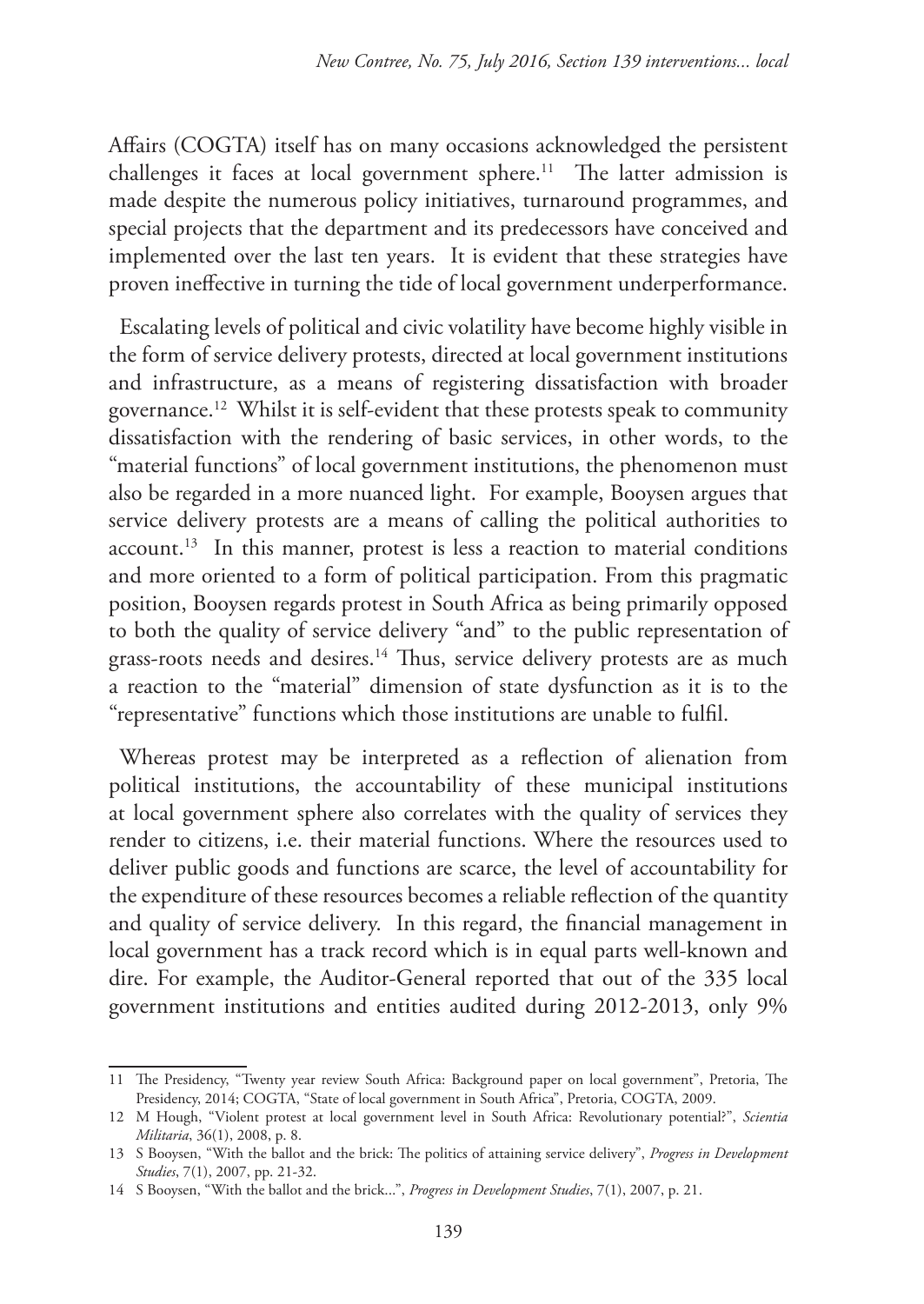Affairs (COGTA) itself has on many occasions acknowledged the persistent challenges it faces at local government sphere.[11] The latter admission is made despite the numerous policy initiatives, turnaround programmes, and special projects that the department and its predecessors have conceived and implemented over the last ten years. It is evident that these strategies have proven ineffective in turning the tide of local government underperformance.

Escalating levels of political and civic volatility have become highly visible in the form of service delivery protests, directed at local government institutions and infrastructure, as a means of registering dissatisfaction with broader governance.[12] Whilst it is self-evident that these protests speak to community dissatisfaction with the rendering of basic services, in other words, to the "material functions" of local government institutions, the phenomenon must also be regarded in a more nuanced light. For example, Booysen argues that service delivery protests are a means of calling the political authorities to account.[13] In this manner, protest is less a reaction to material conditions and more oriented to a form of political participation. From this pragmatic position, Booysen regards protest in South Africa as being primarily opposed to both the quality of service delivery "and" to the public representation of grass-roots needs and desires.[14] Thus, service delivery protests are as much a reaction to the "material" dimension of state dysfunction as it is to the "representative" functions which those institutions are unable to fulfil.

Whereas protest may be interpreted as a reflection of alienation from political institutions, the accountability of these municipal institutions at local government sphere also correlates with the quality of services they render to citizens, i.e. their material functions. Where the resources used to deliver public goods and functions are scarce, the level of accountability for the expenditure of these resources becomes a reliable reflection of the quantity and quality of service delivery. In this regard, the financial management in local government has a track record which is in equal parts well-known and dire. For example, the Auditor-General reported that out of the 335 local government institutions and entities audited during 2012-2013, only 9%

---

11 The Presidency, "Twenty year review South Africa: Background paper on local government", Pretoria, The Presidency, 2014; COGTA, "State of local government in South Africa", Pretoria, COGTA, 2009.

12 M Hough, "Violent protest at local government level in South Africa: Revolutionary potential?", *Scientia Militaria*, 36(1), 2008, p. 8.

13 S Booysen, "With the ballot and the brick: The politics of attaining service delivery", *Progress in Development Studies*, 7(1), 2007, pp. 21-32.

14 S Booysen, "With the ballot and the brick...", *Progress in Development Studies*, 7(1), 2007, p. 21.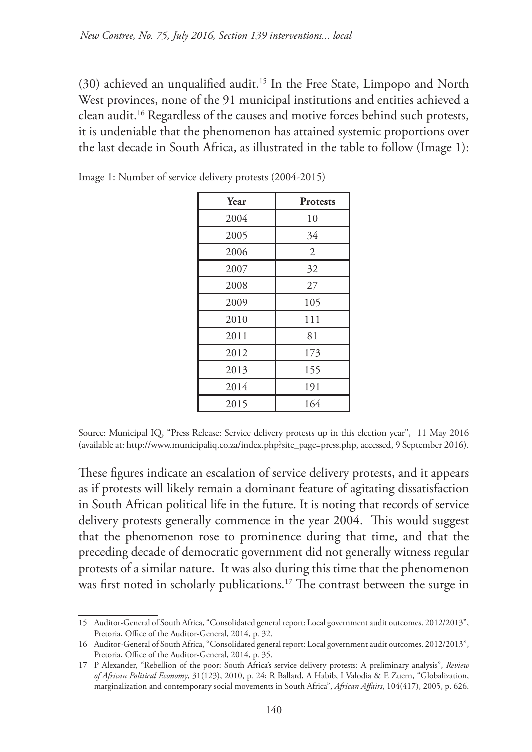(30) achieved an unqualified audit.[15] In the Free State, Limpopo and North West provinces, none of the 91 municipal institutions and entities achieved a clean audit.[16] Regardless of the causes and motive forces behind such protests, it is undeniable that the phenomenon has attained systemic proportions over the last decade in South Africa, as illustrated in the table to follow (Image 1):

Image 1: Number of service delivery protests (2004-2015)

| Year | Protests |
|---|---|
| 2004 | 10 |
| 2005 | 34 |
| 2006 | 2 |
| 2007 | 32 |
| 2008 | 27 |
| 2009 | 105 |
| 2010 | 111 |
| 2011 | 81 |
| 2012 | 173 |
| 2013 | 155 |
| 2014 | 191 |
| 2015 | 164 |

Source: Municipal IQ, "Press Release: Service delivery protests up in this election year", 11 May 2016 (available at: http://www.municipaliq.co.za/index.php?site_page=press.php, accessed, 9 September 2016).

These figures indicate an escalation of service delivery protests, and it appears as if protests will likely remain a dominant feature of agitating dissatisfaction in South African political life in the future. It is noting that records of service delivery protests generally commence in the year 2004. This would suggest that the phenomenon rose to prominence during that time, and that the preceding decade of democratic government did not generally witness regular protests of a similar nature. It was also during this time that the phenomenon was first noted in scholarly publications.[17] The contrast between the surge in

15 Auditor-General of South Africa, "Consolidated general report: Local government audit outcomes. 2012/2013", Pretoria, Office of the Auditor-General, 2014, p. 32.

16 Auditor-General of South Africa, "Consolidated general report: Local government audit outcomes. 2012/2013", Pretoria, Office of the Auditor-General, 2014, p. 35.

17 P Alexander, "Rebellion of the poor: South Africa's service delivery protests: A preliminary analysis", *Review of African Political Economy*, 31(123), 2010, p. 24; R Ballard, A Habib, I Valodia & E Zuern, "Globalization, marginalization and contemporary social movements in South Africa", *African Affairs*, 104(417), 2005, p. 626.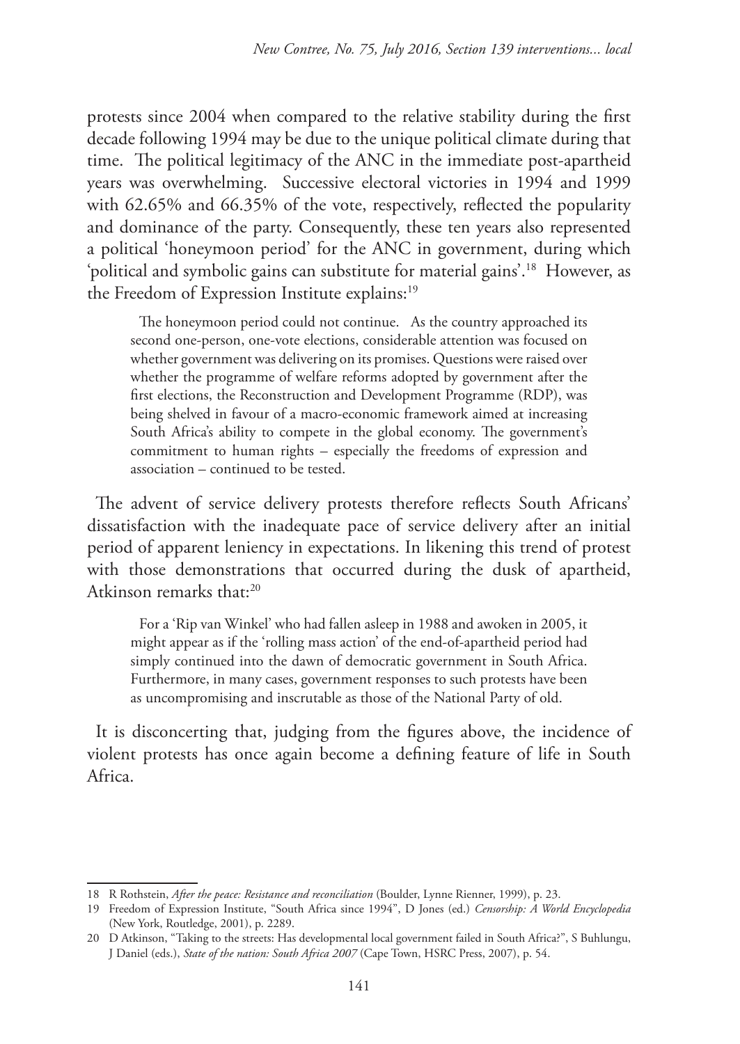protests since 2004 when compared to the relative stability during the first decade following 1994 may be due to the unique political climate during that time. The political legitimacy of the ANC in the immediate post-apartheid years was overwhelming. Successive electoral victories in 1994 and 1999 with 62.65% and 66.35% of the vote, respectively, reflected the popularity and dominance of the party. Consequently, these ten years also represented a political 'honeymoon period' for the ANC in government, during which 'political and symbolic gains can substitute for material gains'.[18] However, as the Freedom of Expression Institute explains:[19]

> The honeymoon period could not continue. As the country approached its second one-person, one-vote elections, considerable attention was focused on whether government was delivering on its promises. Questions were raised over whether the programme of welfare reforms adopted by government after the first elections, the Reconstruction and Development Programme (RDP), was being shelved in favour of a macro-economic framework aimed at increasing South Africa's ability to compete in the global economy. The government's commitment to human rights – especially the freedoms of expression and association – continued to be tested.

The advent of service delivery protests therefore reflects South Africans' dissatisfaction with the inadequate pace of service delivery after an initial period of apparent leniency in expectations. In likening this trend of protest with those demonstrations that occurred during the dusk of apartheid, Atkinson remarks that:[20]

> For a 'Rip van Winkel' who had fallen asleep in 1988 and awoken in 2005, it might appear as if the 'rolling mass action' of the end-of-apartheid period had simply continued into the dawn of democratic government in South Africa. Furthermore, in many cases, government responses to such protests have been as uncompromising and inscrutable as those of the National Party of old.

It is disconcerting that, judging from the figures above, the incidence of violent protests has once again become a defining feature of life in South Africa.

---

18 R Rothstein, *After the peace: Resistance and reconciliation* (Boulder, Lynne Rienner, 1999), p. 23.

19 Freedom of Expression Institute, "South Africa since 1994", D Jones (ed.) *Censorship: A World Encyclopedia* (New York, Routledge, 2001), p. 2289.

20 D Atkinson, "Taking to the streets: Has developmental local government failed in South Africa?", S Buhlungu, J Daniel (eds.), *State of the nation: South Africa 2007* (Cape Town, HSRC Press, 2007), p. 54.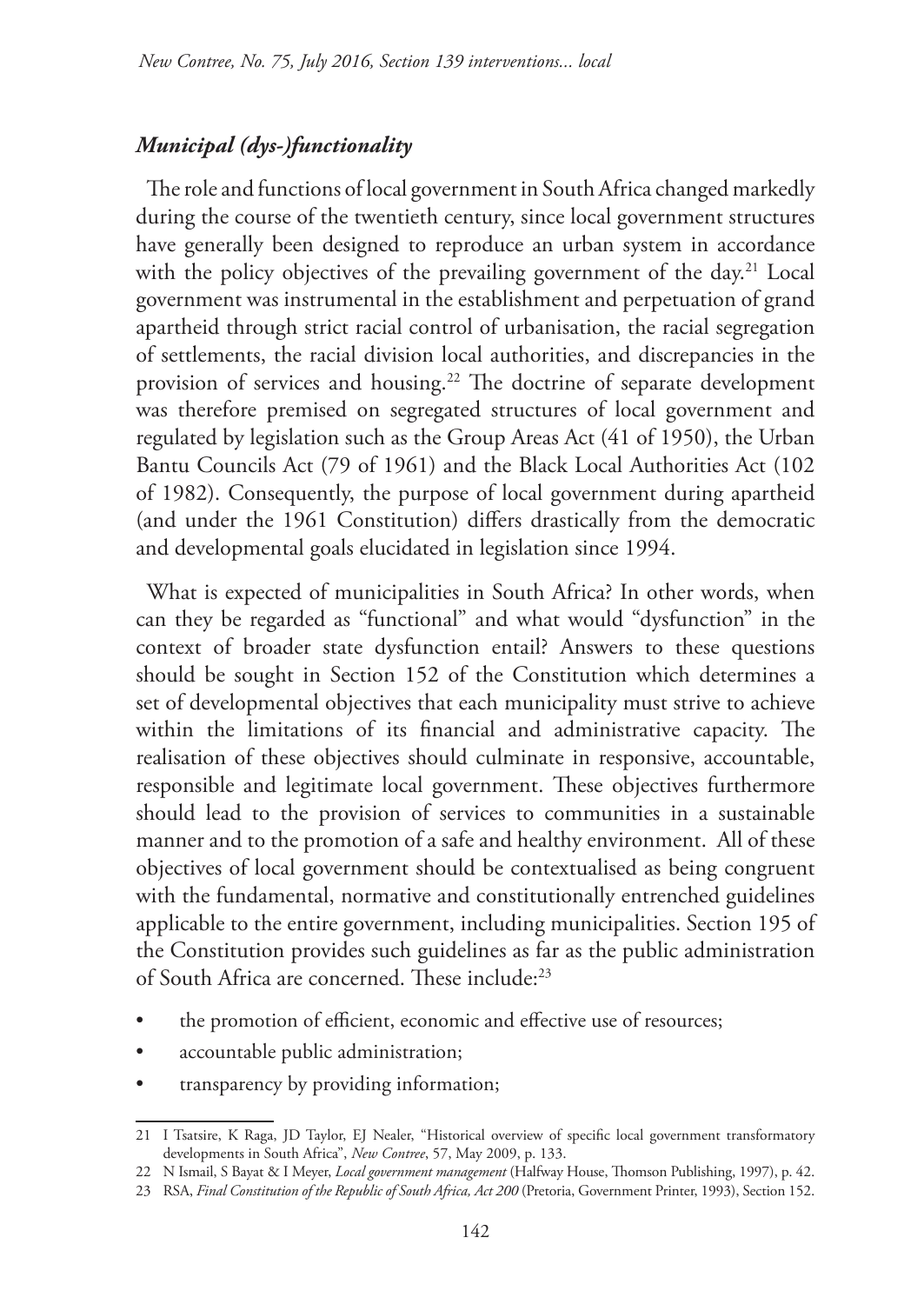### *Municipal (dys-)functionality*

The role and functions of local government in South Africa changed markedly during the course of the twentieth century, since local government structures have generally been designed to reproduce an urban system in accordance with the policy objectives of the prevailing government of the day.[21] Local government was instrumental in the establishment and perpetuation of grand apartheid through strict racial control of urbanisation, the racial segregation of settlements, the racial division local authorities, and discrepancies in the provision of services and housing.[22] The doctrine of separate development was therefore premised on segregated structures of local government and regulated by legislation such as the Group Areas Act (41 of 1950), the Urban Bantu Councils Act (79 of 1961) and the Black Local Authorities Act (102 of 1982). Consequently, the purpose of local government during apartheid (and under the 1961 Constitution) differs drastically from the democratic and developmental goals elucidated in legislation since 1994.

What is expected of municipalities in South Africa? In other words, when can they be regarded as "functional" and what would "dysfunction" in the context of broader state dysfunction entail? Answers to these questions should be sought in Section 152 of the Constitution which determines a set of developmental objectives that each municipality must strive to achieve within the limitations of its financial and administrative capacity. The realisation of these objectives should culminate in responsive, accountable, responsible and legitimate local government. These objectives furthermore should lead to the provision of services to communities in a sustainable manner and to the promotion of a safe and healthy environment. All of these objectives of local government should be contextualised as being congruent with the fundamental, normative and constitutionally entrenched guidelines applicable to the entire government, including municipalities. Section 195 of the Constitution provides such guidelines as far as the public administration of South Africa are concerned. These include:[23]

- the promotion of efficient, economic and effective use of resources;
- accountable public administration;
- transparency by providing information;

---

21 I Tsatsire, K Raga, JD Taylor, EJ Nealer, "Historical overview of specific local government transformatory developments in South Africa", *New Contree*, 57, May 2009, p. 133.

22 N Ismail, S Bayat & I Meyer, *Local government management* (Halfway House, Thomson Publishing, 1997), p. 42.

23 RSA, *Final Constitution of the Republic of South Africa, Act 200* (Pretoria, Government Printer, 1993), Section 152.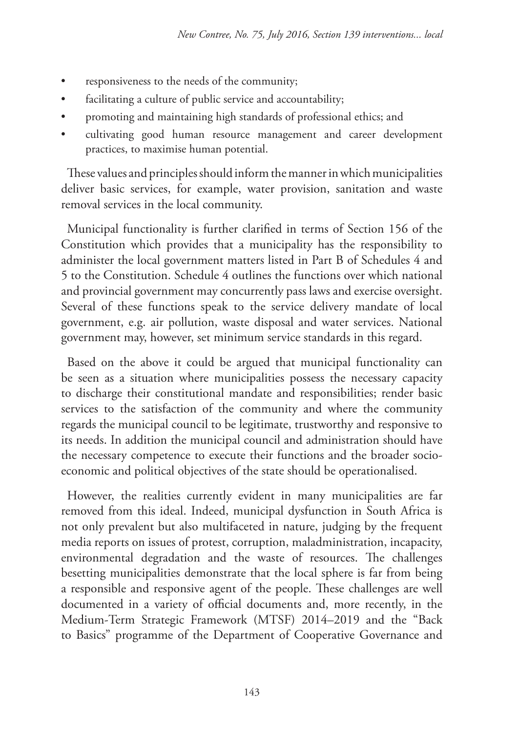- responsiveness to the needs of the community;
- facilitating a culture of public service and accountability;
- promoting and maintaining high standards of professional ethics; and
- cultivating good human resource management and career development practices, to maximise human potential.

These values and principles should inform the manner in which municipalities deliver basic services, for example, water provision, sanitation and waste removal services in the local community.

Municipal functionality is further clarified in terms of Section 156 of the Constitution which provides that a municipality has the responsibility to administer the local government matters listed in Part B of Schedules 4 and 5 to the Constitution. Schedule 4 outlines the functions over which national and provincial government may concurrently pass laws and exercise oversight. Several of these functions speak to the service delivery mandate of local government, e.g. air pollution, waste disposal and water services. National government may, however, set minimum service standards in this regard.

Based on the above it could be argued that municipal functionality can be seen as a situation where municipalities possess the necessary capacity to discharge their constitutional mandate and responsibilities; render basic services to the satisfaction of the community and where the community regards the municipal council to be legitimate, trustworthy and responsive to its needs. In addition the municipal council and administration should have the necessary competence to execute their functions and the broader socio-economic and political objectives of the state should be operationalised.

However, the realities currently evident in many municipalities are far removed from this ideal. Indeed, municipal dysfunction in South Africa is not only prevalent but also multifaceted in nature, judging by the frequent media reports on issues of protest, corruption, maladministration, incapacity, environmental degradation and the waste of resources. The challenges besetting municipalities demonstrate that the local sphere is far from being a responsible and responsive agent of the people. These challenges are well documented in a variety of official documents and, more recently, in the Medium-Term Strategic Framework (MTSF) 2014–2019 and the "Back to Basics" programme of the Department of Cooperative Governance and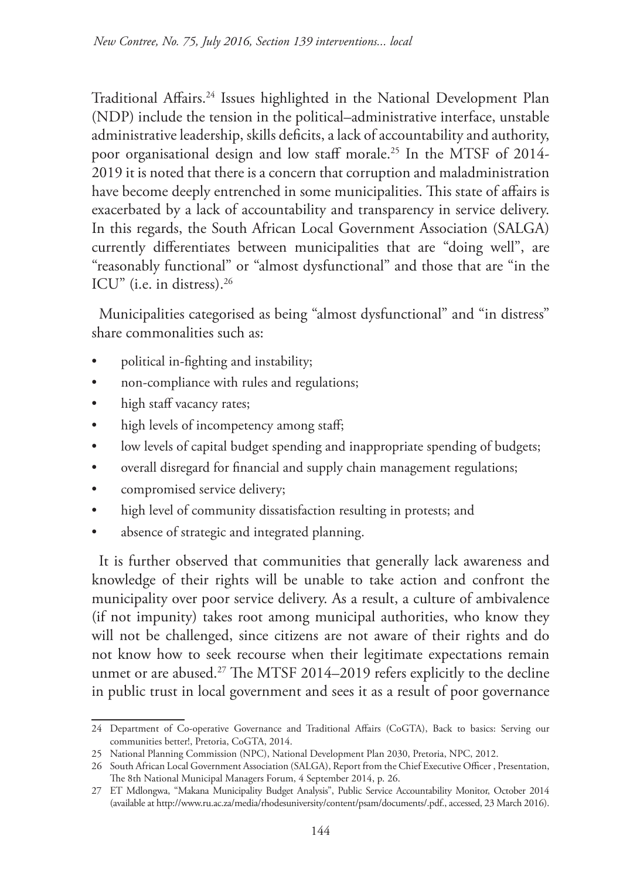Traditional Affairs.[24] Issues highlighted in the National Development Plan (NDP) include the tension in the political–administrative interface, unstable administrative leadership, skills deficits, a lack of accountability and authority, poor organisational design and low staff morale.[25] In the MTSF of 2014-2019 it is noted that there is a concern that corruption and maladministration have become deeply entrenched in some municipalities. This state of affairs is exacerbated by a lack of accountability and transparency in service delivery. In this regards, the South African Local Government Association (SALGA) currently differentiates between municipalities that are "doing well", are "reasonably functional" or "almost dysfunctional" and those that are "in the ICU" (i.e. in distress).[26]

Municipalities categorised as being "almost dysfunctional" and "in distress" share commonalities such as:

- political in-fighting and instability;
- non-compliance with rules and regulations;
- high staff vacancy rates;
- high levels of incompetency among staff;
- low levels of capital budget spending and inappropriate spending of budgets;
- overall disregard for financial and supply chain management regulations;
- compromised service delivery;
- high level of community dissatisfaction resulting in protests; and
- absence of strategic and integrated planning.

It is further observed that communities that generally lack awareness and knowledge of their rights will be unable to take action and confront the municipality over poor service delivery. As a result, a culture of ambivalence (if not impunity) takes root among municipal authorities, who know they will not be challenged, since citizens are not aware of their rights and do not know how to seek recourse when their legitimate expectations remain unmet or are abused.[27] The MTSF 2014–2019 refers explicitly to the decline in public trust in local government and sees it as a result of poor governance

---

24 Department of Co-operative Governance and Traditional Affairs (CoGTA), Back to basics: Serving our communities better!, Pretoria, CoGTA, 2014.

25 National Planning Commission (NPC), National Development Plan 2030, Pretoria, NPC, 2012.

26 South African Local Government Association (SALGA), Report from the Chief Executive Officer , Presentation, The 8th National Municipal Managers Forum, 4 September 2014, p. 26.

27 ET Mdlongwa, "Makana Municipality Budget Analysis", Public Service Accountability Monitor, October 2014 (available at http://www.ru.ac.za/media/rhodesuniversity/content/psam/documents/.pdf., accessed, 23 March 2016).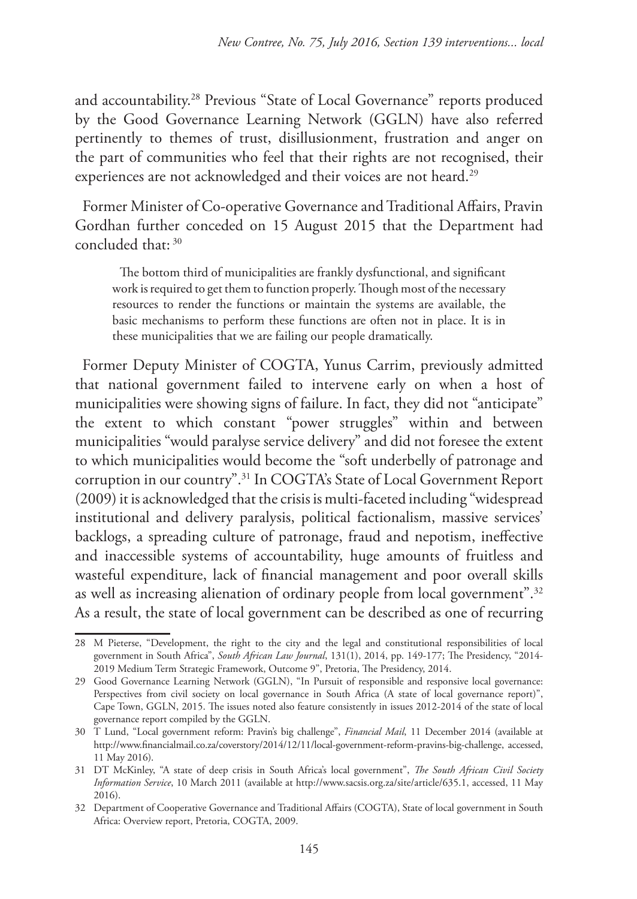and accountability.[28] Previous "State of Local Governance" reports produced by the Good Governance Learning Network (GGLN) have also referred pertinently to themes of trust, disillusionment, frustration and anger on the part of communities who feel that their rights are not recognised, their experiences are not acknowledged and their voices are not heard.[29]

Former Minister of Co-operative Governance and Traditional Affairs, Pravin Gordhan further conceded on 15 August 2015 that the Department had concluded that: [30]

> The bottom third of municipalities are frankly dysfunctional, and significant work is required to get them to function properly. Though most of the necessary resources to render the functions or maintain the systems are available, the basic mechanisms to perform these functions are often not in place. It is in these municipalities that we are failing our people dramatically.

Former Deputy Minister of COGTA, Yunus Carrim, previously admitted that national government failed to intervene early on when a host of municipalities were showing signs of failure. In fact, they did not "anticipate" the extent to which constant "power struggles" within and between municipalities "would paralyse service delivery" and did not foresee the extent to which municipalities would become the "soft underbelly of patronage and corruption in our country".[31] In COGTA's State of Local Government Report (2009) it is acknowledged that the crisis is multi-faceted including "widespread institutional and delivery paralysis, political factionalism, massive services' backlogs, a spreading culture of patronage, fraud and nepotism, ineffective and inaccessible systems of accountability, huge amounts of fruitless and wasteful expenditure, lack of financial management and poor overall skills as well as increasing alienation of ordinary people from local government".[32] As a result, the state of local government can be described as one of recurring

---

28 M Pieterse, "Development, the right to the city and the legal and constitutional responsibilities of local government in South Africa", *South African Law Journal*, 131(1), 2014, pp. 149-177; The Presidency, "2014-2019 Medium Term Strategic Framework, Outcome 9", Pretoria, The Presidency, 2014.

29 Good Governance Learning Network (GGLN), "In Pursuit of responsible and responsive local governance: Perspectives from civil society on local governance in South Africa (A state of local governance report)", Cape Town, GGLN, 2015. The issues noted also feature consistently in issues 2012-2014 of the state of local governance report compiled by the GGLN.

30 T Lund, "Local government reform: Pravin's big challenge", *Financial Mail*, 11 December 2014 (available at http://www.financialmail.co.za/coverstory/2014/12/11/local-government-reform-pravins-big-challenge, accessed, 11 May 2016).

31 DT McKinley, "A state of deep crisis in South Africa's local government", *The South African Civil Society Information Service*, 10 March 2011 (available at http://www.sacsis.org.za/site/article/635.1, accessed, 11 May 2016).

32 Department of Cooperative Governance and Traditional Affairs (COGTA), State of local government in South Africa: Overview report, Pretoria, COGTA, 2009.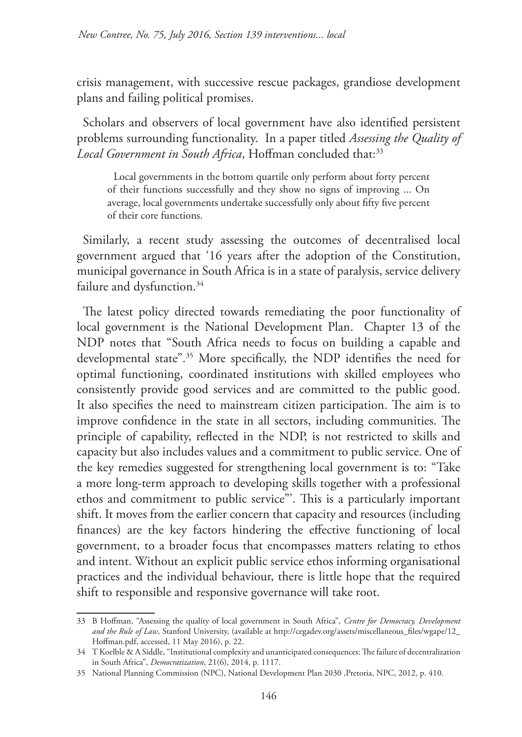crisis management, with successive rescue packages, grandiose development plans and failing political promises.

Scholars and observers of local government have also identified persistent problems surrounding functionality. In a paper titled *Assessing the Quality of Local Government in South Africa*, Hoffman concluded that:[33]

> Local governments in the bottom quartile only perform about forty percent of their functions successfully and they show no signs of improving ... On average, local governments undertake successfully only about fifty five percent of their core functions.

Similarly, a recent study assessing the outcomes of decentralised local government argued that '16 years after the adoption of the Constitution, municipal governance in South Africa is in a state of paralysis, service delivery failure and dysfunction.[34]

The latest policy directed towards remediating the poor functionality of local government is the National Development Plan. Chapter 13 of the NDP notes that "South Africa needs to focus on building a capable and developmental state".[35] More specifically, the NDP identifies the need for optimal functioning, coordinated institutions with skilled employees who consistently provide good services and are committed to the public good. It also specifies the need to mainstream citizen participation. The aim is to improve confidence in the state in all sectors, including communities. The principle of capability, reflected in the NDP, is not restricted to skills and capacity but also includes values and a commitment to public service. One of the key remedies suggested for strengthening local government is to: "Take a more long-term approach to developing skills together with a professional ethos and commitment to public service"'. This is a particularly important shift. It moves from the earlier concern that capacity and resources (including finances) are the key factors hindering the effective functioning of local government, to a broader focus that encompasses matters relating to ethos and intent. Without an explicit public service ethos informing organisational practices and the individual behaviour, there is little hope that the required shift to responsible and responsive governance will take root.

---

33 B Hoffman, "Assessing the quality of local government in South Africa", *Centre for Democracy, Development and the Rule of Law*, Stanford University, (available at http://cegadev.org/assets/miscellaneous_files/wgape/12_Hoffman.pdf, accessed, 11 May 2016), p. 22.

34 T Koelble & A Siddle, "Institutional complexity and unanticipated consequences: The failure of decentralization in South Africa", *Democratization*, 21(6), 2014, p. 1117.

35 National Planning Commission (NPC), National Development Plan 2030 ,Pretoria, NPC, 2012, p. 410.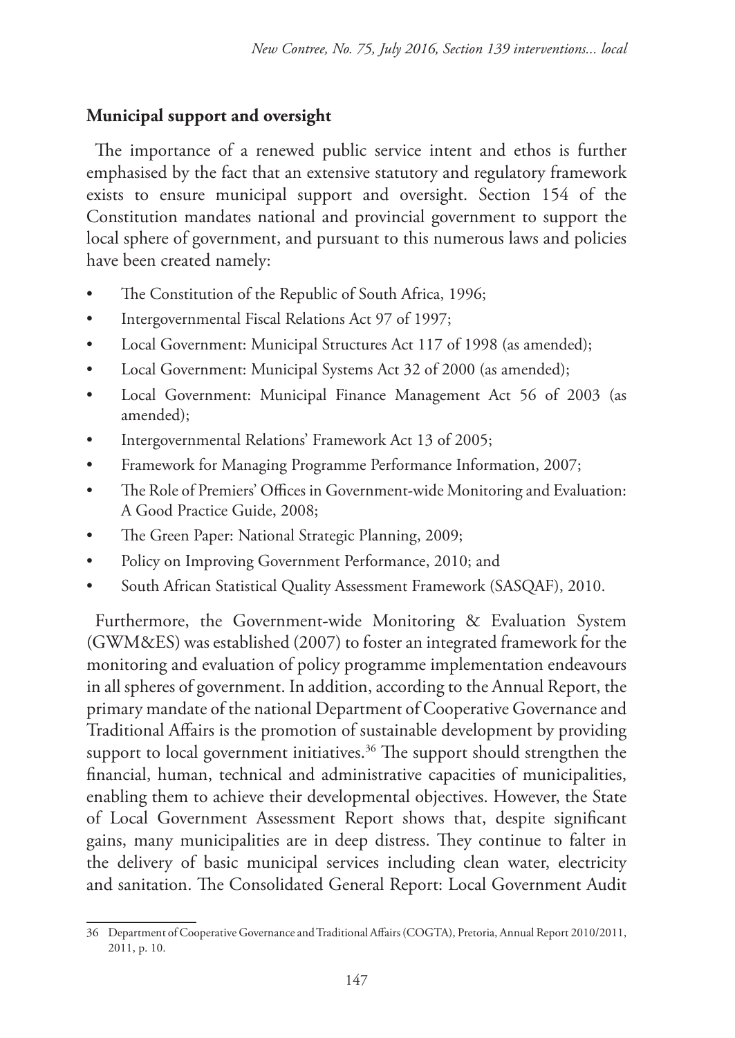## Municipal support and oversight

The importance of a renewed public service intent and ethos is further emphasised by the fact that an extensive statutory and regulatory framework exists to ensure municipal support and oversight. Section 154 of the Constitution mandates national and provincial government to support the local sphere of government, and pursuant to this numerous laws and policies have been created namely:

- The Constitution of the Republic of South Africa, 1996;
- Intergovernmental Fiscal Relations Act 97 of 1997;
- Local Government: Municipal Structures Act 117 of 1998 (as amended);
- Local Government: Municipal Systems Act 32 of 2000 (as amended);
- Local Government: Municipal Finance Management Act 56 of 2003 (as amended);
- Intergovernmental Relations' Framework Act 13 of 2005;
- Framework for Managing Programme Performance Information, 2007;
- The Role of Premiers' Offices in Government-wide Monitoring and Evaluation: A Good Practice Guide, 2008;
- The Green Paper: National Strategic Planning, 2009;
- Policy on Improving Government Performance, 2010; and
- South African Statistical Quality Assessment Framework (SASQAF), 2010.

Furthermore, the Government-wide Monitoring & Evaluation System (GWM&ES) was established (2007) to foster an integrated framework for the monitoring and evaluation of policy programme implementation endeavours in all spheres of government. In addition, according to the Annual Report, the primary mandate of the national Department of Cooperative Governance and Traditional Affairs is the promotion of sustainable development by providing support to local government initiatives.[36] The support should strengthen the financial, human, technical and administrative capacities of municipalities, enabling them to achieve their developmental objectives. However, the State of Local Government Assessment Report shows that, despite significant gains, many municipalities are in deep distress. They continue to falter in the delivery of basic municipal services including clean water, electricity and sanitation. The Consolidated General Report: Local Government Audit

---

36 Department of Cooperative Governance and Traditional Affairs (COGTA), Pretoria, Annual Report 2010/2011, 2011, p. 10.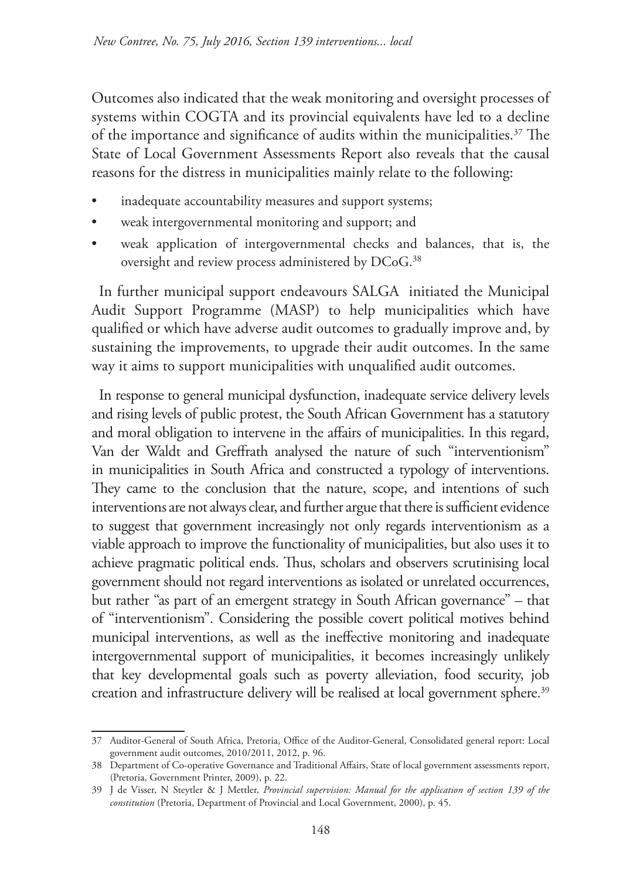Outcomes also indicated that the weak monitoring and oversight processes of systems within COGTA and its provincial equivalents have led to a decline of the importance and significance of audits within the municipalities.[37] The State of Local Government Assessments Report also reveals that the causal reasons for the distress in municipalities mainly relate to the following:

- inadequate accountability measures and support systems;
- weak intergovernmental monitoring and support; and
- weak application of intergovernmental checks and balances, that is, the oversight and review process administered by DCoG.[38]

In further municipal support endeavours SALGA initiated the Municipal Audit Support Programme (MASP) to help municipalities which have qualified or which have adverse audit outcomes to gradually improve and, by sustaining the improvements, to upgrade their audit outcomes. In the same way it aims to support municipalities with unqualified audit outcomes.

In response to general municipal dysfunction, inadequate service delivery levels and rising levels of public protest, the South African Government has a statutory and moral obligation to intervene in the affairs of municipalities. In this regard, Van der Waldt and Greffrath analysed the nature of such "interventionism" in municipalities in South Africa and constructed a typology of interventions. They came to the conclusion that the nature, scope, and intentions of such interventions are not always clear, and further argue that there is sufficient evidence to suggest that government increasingly not only regards interventionism as a viable approach to improve the functionality of municipalities, but also uses it to achieve pragmatic political ends. Thus, scholars and observers scrutinising local government should not regard interventions as isolated or unrelated occurrences, but rather "as part of an emergent strategy in South African governance" – that of "interventionism". Considering the possible covert political motives behind municipal interventions, as well as the ineffective monitoring and inadequate intergovernmental support of municipalities, it becomes increasingly unlikely that key developmental goals such as poverty alleviation, food security, job creation and infrastructure delivery will be realised at local government sphere.[39]

---

37 Auditor-General of South Africa, Pretoria, Office of the Auditor-General, Consolidated general report: Local government audit outcomes, 2010/2011, 2012, p. 96.

38 Department of Co-operative Governance and Traditional Affairs, State of local government assessments report, (Pretoria, Government Printer, 2009), p. 22.

39 J de Visser, N Steytler & J Mettler, *Provincial supervision: Manual for the application of section 139 of the constitution* (Pretoria, Department of Provincial and Local Government, 2000), p. 45.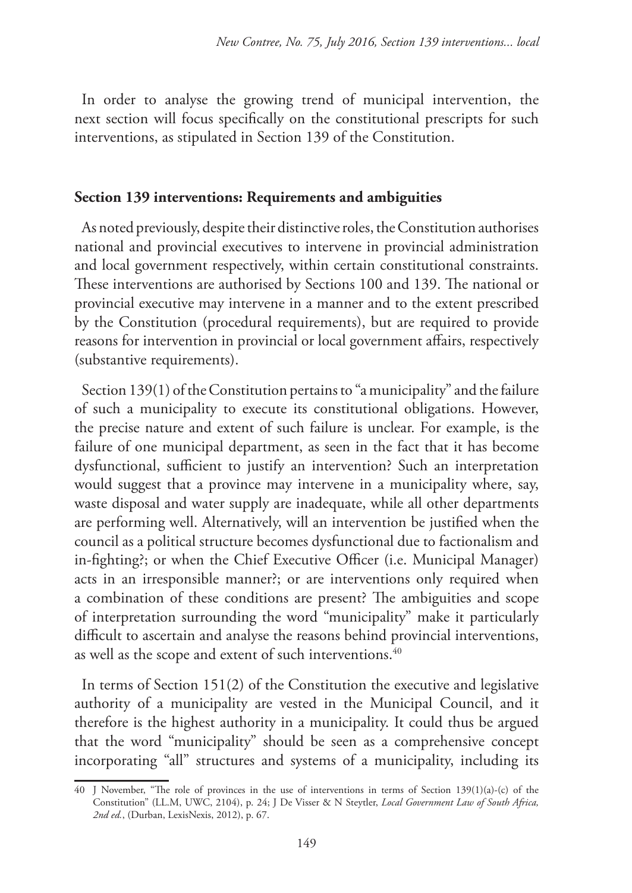In order to analyse the growing trend of municipal intervention, the next section will focus specifically on the constitutional prescripts for such interventions, as stipulated in Section 139 of the Constitution.

## Section 139 interventions: Requirements and ambiguities

As noted previously, despite their distinctive roles, the Constitution authorises national and provincial executives to intervene in provincial administration and local government respectively, within certain constitutional constraints. These interventions are authorised by Sections 100 and 139. The national or provincial executive may intervene in a manner and to the extent prescribed by the Constitution (procedural requirements), but are required to provide reasons for intervention in provincial or local government affairs, respectively (substantive requirements).

Section 139(1) of the Constitution pertains to "a municipality" and the failure of such a municipality to execute its constitutional obligations. However, the precise nature and extent of such failure is unclear. For example, is the failure of one municipal department, as seen in the fact that it has become dysfunctional, sufficient to justify an intervention? Such an interpretation would suggest that a province may intervene in a municipality where, say, waste disposal and water supply are inadequate, while all other departments are performing well. Alternatively, will an intervention be justified when the council as a political structure becomes dysfunctional due to factionalism and in-fighting?; or when the Chief Executive Officer (i.e. Municipal Manager) acts in an irresponsible manner?; or are interventions only required when a combination of these conditions are present? The ambiguities and scope of interpretation surrounding the word "municipality" make it particularly difficult to ascertain and analyse the reasons behind provincial interventions, as well as the scope and extent of such interventions.[40]

In terms of Section 151(2) of the Constitution the executive and legislative authority of a municipality are vested in the Municipal Council, and it therefore is the highest authority in a municipality. It could thus be argued that the word "municipality" should be seen as a comprehensive concept incorporating "all" structures and systems of a municipality, including its

---

40 J November, "The role of provinces in the use of interventions in terms of Section 139(1)(a)-(c) of the Constitution" (LL.M, UWC, 2104), p. 24; J De Visser & N Steytler, *Local Government Law of South Africa, 2nd ed.*, (Durban, LexisNexis, 2012), p. 67.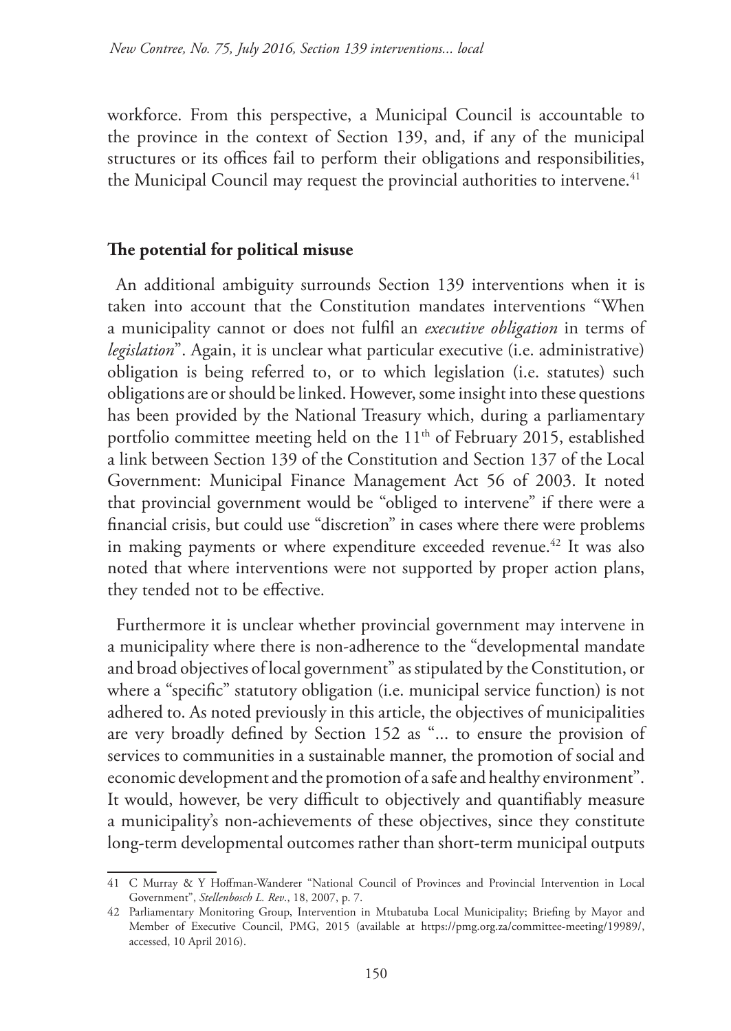workforce. From this perspective, a Municipal Council is accountable to the province in the context of Section 139, and, if any of the municipal structures or its offices fail to perform their obligations and responsibilities, the Municipal Council may request the provincial authorities to intervene.[41]

## The potential for political misuse

An additional ambiguity surrounds Section 139 interventions when it is taken into account that the Constitution mandates interventions "When a municipality cannot or does not fulfil an *executive obligation* in terms of *legislation*". Again, it is unclear what particular executive (i.e. administrative) obligation is being referred to, or to which legislation (i.e. statutes) such obligations are or should be linked. However, some insight into these questions has been provided by the National Treasury which, during a parliamentary portfolio committee meeting held on the 11th of February 2015, established a link between Section 139 of the Constitution and Section 137 of the Local Government: Municipal Finance Management Act 56 of 2003. It noted that provincial government would be "obliged to intervene" if there were a financial crisis, but could use "discretion" in cases where there were problems in making payments or where expenditure exceeded revenue.[42] It was also noted that where interventions were not supported by proper action plans, they tended not to be effective.

Furthermore it is unclear whether provincial government may intervene in a municipality where there is non-adherence to the "developmental mandate and broad objectives of local government" as stipulated by the Constitution, or where a "specific" statutory obligation (i.e. municipal service function) is not adhered to. As noted previously in this article, the objectives of municipalities are very broadly defined by Section 152 as "... to ensure the provision of services to communities in a sustainable manner, the promotion of social and economic development and the promotion of a safe and healthy environment". It would, however, be very difficult to objectively and quantifiably measure a municipality's non-achievements of these objectives, since they constitute long-term developmental outcomes rather than short-term municipal outputs

---

41 C Murray & Y Hoffman-Wanderer "National Council of Provinces and Provincial Intervention in Local Government", *Stellenbosch L. Rev.*, 18, 2007, p. 7.

42 Parliamentary Monitoring Group, Intervention in Mtubatuba Local Municipality; Briefing by Mayor and Member of Executive Council, PMG, 2015 (available at https://pmg.org.za/committee-meeting/19989/, accessed, 10 April 2016).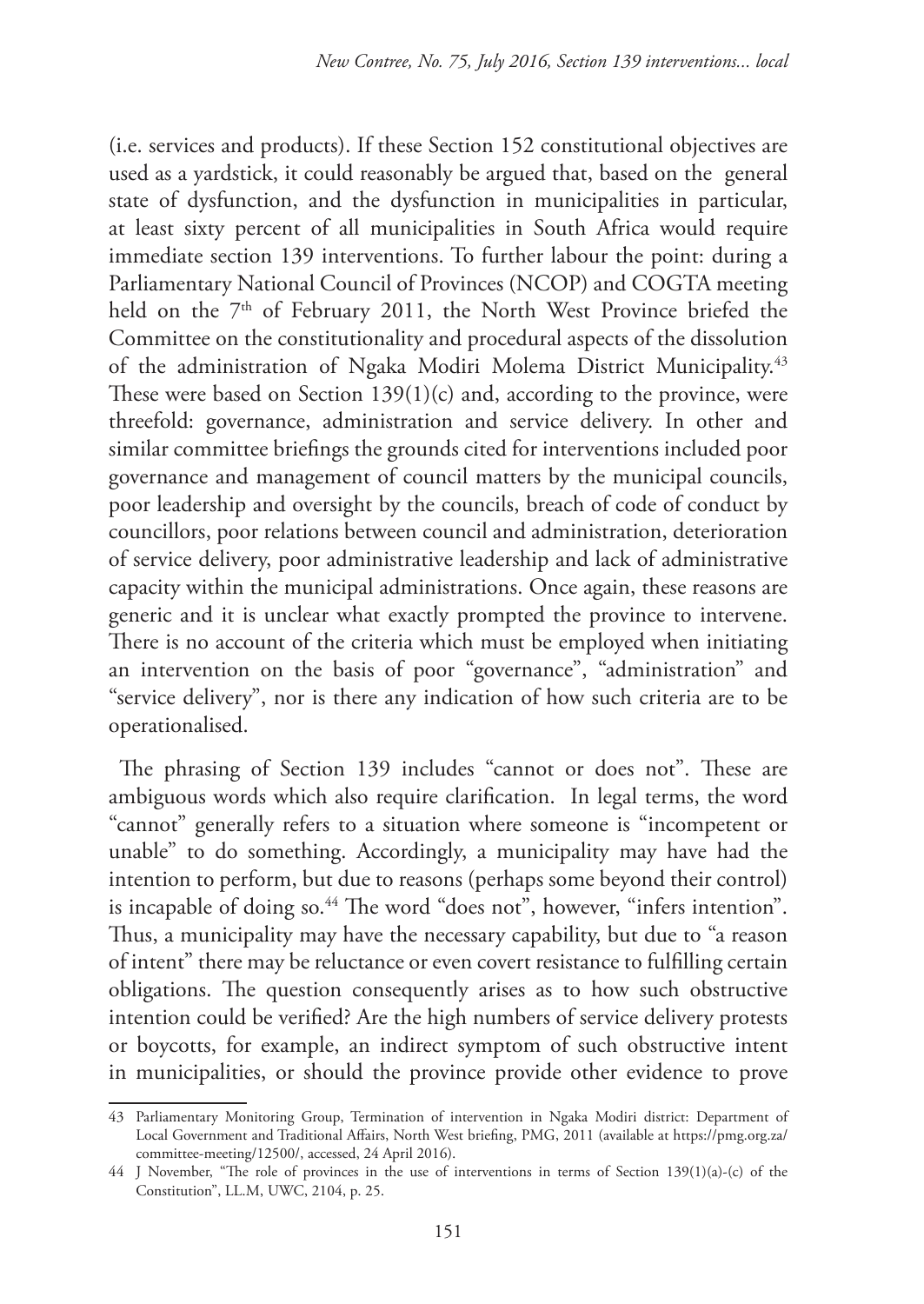(i.e. services and products). If these Section 152 constitutional objectives are used as a yardstick, it could reasonably be argued that, based on the general state of dysfunction, and the dysfunction in municipalities in particular, at least sixty percent of all municipalities in South Africa would require immediate section 139 interventions. To further labour the point: during a Parliamentary National Council of Provinces (NCOP) and COGTA meeting held on the 7th of February 2011, the North West Province briefed the Committee on the constitutionality and procedural aspects of the dissolution of the administration of Ngaka Modiri Molema District Municipality.[43] These were based on Section 139(1)(c) and, according to the province, were threefold: governance, administration and service delivery. In other and similar committee briefings the grounds cited for interventions included poor governance and management of council matters by the municipal councils, poor leadership and oversight by the councils, breach of code of conduct by councillors, poor relations between council and administration, deterioration of service delivery, poor administrative leadership and lack of administrative capacity within the municipal administrations. Once again, these reasons are generic and it is unclear what exactly prompted the province to intervene. There is no account of the criteria which must be employed when initiating an intervention on the basis of poor "governance", "administration" and "service delivery", nor is there any indication of how such criteria are to be operationalised.

The phrasing of Section 139 includes "cannot or does not". These are ambiguous words which also require clarification. In legal terms, the word "cannot" generally refers to a situation where someone is "incompetent or unable" to do something. Accordingly, a municipality may have had the intention to perform, but due to reasons (perhaps some beyond their control) is incapable of doing so.[44] The word "does not", however, "infers intention". Thus, a municipality may have the necessary capability, but due to "a reason of intent" there may be reluctance or even covert resistance to fulfilling certain obligations. The question consequently arises as to how such obstructive intention could be verified? Are the high numbers of service delivery protests or boycotts, for example, an indirect symptom of such obstructive intent in municipalities, or should the province provide other evidence to prove

---

43 Parliamentary Monitoring Group, Termination of intervention in Ngaka Modiri district: Department of Local Government and Traditional Affairs, North West briefing, PMG, 2011 (available at https://pmg.org.za/committee-meeting/12500/, accessed, 24 April 2016).

44 J November, "The role of provinces in the use of interventions in terms of Section 139(1)(a)-(c) of the Constitution", LL.M, UWC, 2104, p. 25.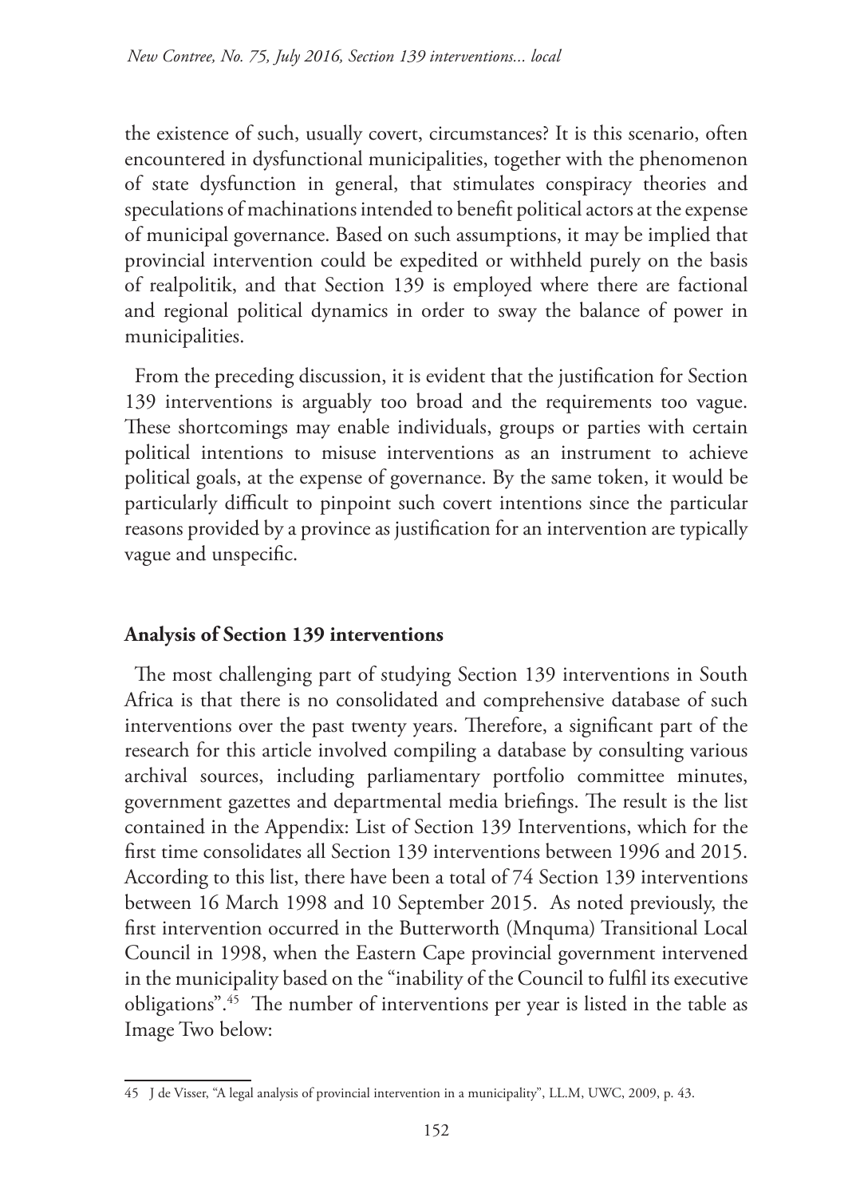the existence of such, usually covert, circumstances? It is this scenario, often encountered in dysfunctional municipalities, together with the phenomenon of state dysfunction in general, that stimulates conspiracy theories and speculations of machinations intended to benefit political actors at the expense of municipal governance. Based on such assumptions, it may be implied that provincial intervention could be expedited or withheld purely on the basis of realpolitik, and that Section 139 is employed where there are factional and regional political dynamics in order to sway the balance of power in municipalities.

From the preceding discussion, it is evident that the justification for Section 139 interventions is arguably too broad and the requirements too vague. These shortcomings may enable individuals, groups or parties with certain political intentions to misuse interventions as an instrument to achieve political goals, at the expense of governance. By the same token, it would be particularly difficult to pinpoint such covert intentions since the particular reasons provided by a province as justification for an intervention are typically vague and unspecific.

## Analysis of Section 139 interventions

The most challenging part of studying Section 139 interventions in South Africa is that there is no consolidated and comprehensive database of such interventions over the past twenty years. Therefore, a significant part of the research for this article involved compiling a database by consulting various archival sources, including parliamentary portfolio committee minutes, government gazettes and departmental media briefings. The result is the list contained in the Appendix: List of Section 139 Interventions, which for the first time consolidates all Section 139 interventions between 1996 and 2015. According to this list, there have been a total of 74 Section 139 interventions between 16 March 1998 and 10 September 2015. As noted previously, the first intervention occurred in the Butterworth (Mnquma) Transitional Local Council in 1998, when the Eastern Cape provincial government intervened in the municipality based on the "inability of the Council to fulfil its executive obligations".[45] The number of interventions per year is listed in the table as Image Two below:

---

45 J de Visser, "A legal analysis of provincial intervention in a municipality", LL.M, UWC, 2009, p. 43.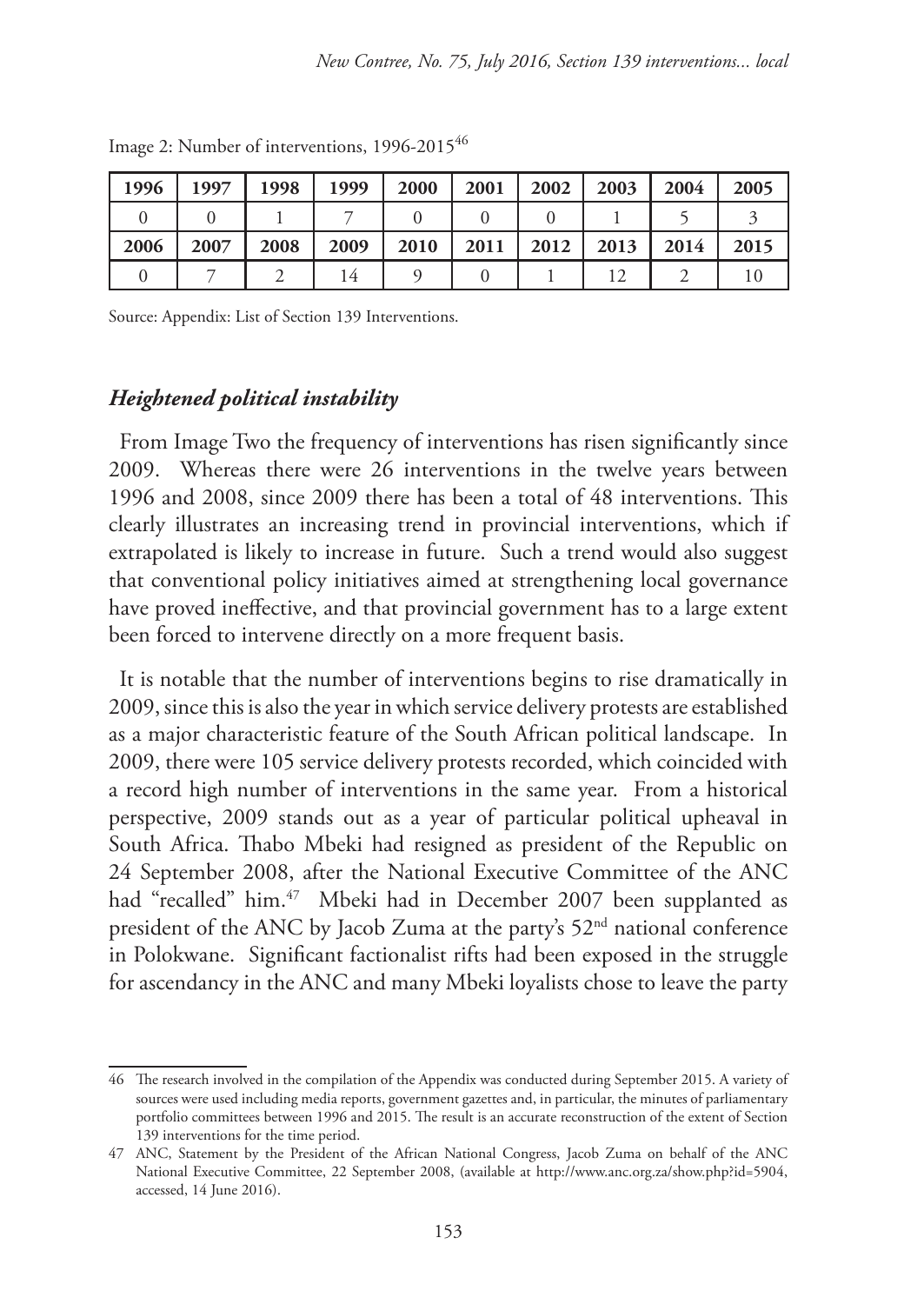Image 2: Number of interventions, 1996-2015[46]

| 1996 | 1997 | 1998 | 1999 | 2000 | 2001 | 2002 | 2003 | 2004 | 2005 |
|---|---|---|---|---|---|---|---|---|---|
| 0 | 0 | 1 | 7 | 0 | 0 | 0 | 1 | 5 | 3 |
| **2006** | **2007** | **2008** | **2009** | **2010** | **2011** | **2012** | **2013** | **2014** | **2015** |
| 0 | 7 | 2 | 14 | 9 | 0 | 1 | 12 | 2 | 10 |

Source: Appendix: List of Section 139 Interventions.

### *Heightened political instability*

From Image Two the frequency of interventions has risen significantly since 2009. Whereas there were 26 interventions in the twelve years between 1996 and 2008, since 2009 there has been a total of 48 interventions. This clearly illustrates an increasing trend in provincial interventions, which if extrapolated is likely to increase in future. Such a trend would also suggest that conventional policy initiatives aimed at strengthening local governance have proved ineffective, and that provincial government has to a large extent been forced to intervene directly on a more frequent basis.

It is notable that the number of interventions begins to rise dramatically in 2009, since this is also the year in which service delivery protests are established as a major characteristic feature of the South African political landscape. In 2009, there were 105 service delivery protests recorded, which coincided with a record high number of interventions in the same year. From a historical perspective, 2009 stands out as a year of particular political upheaval in South Africa. Thabo Mbeki had resigned as president of the Republic on 24 September 2008, after the National Executive Committee of the ANC had "recalled" him.[47] Mbeki had in December 2007 been supplanted as president of the ANC by Jacob Zuma at the party's 52nd national conference in Polokwane. Significant factionalist rifts had been exposed in the struggle for ascendancy in the ANC and many Mbeki loyalists chose to leave the party

---

46 The research involved in the compilation of the Appendix was conducted during September 2015. A variety of sources were used including media reports, government gazettes and, in particular, the minutes of parliamentary portfolio committees between 1996 and 2015. The result is an accurate reconstruction of the extent of Section 139 interventions for the time period.

47 ANC, Statement by the President of the African National Congress, Jacob Zuma on behalf of the ANC National Executive Committee, 22 September 2008, (available at http://www.anc.org.za/show.php?id=5904, accessed, 14 June 2016).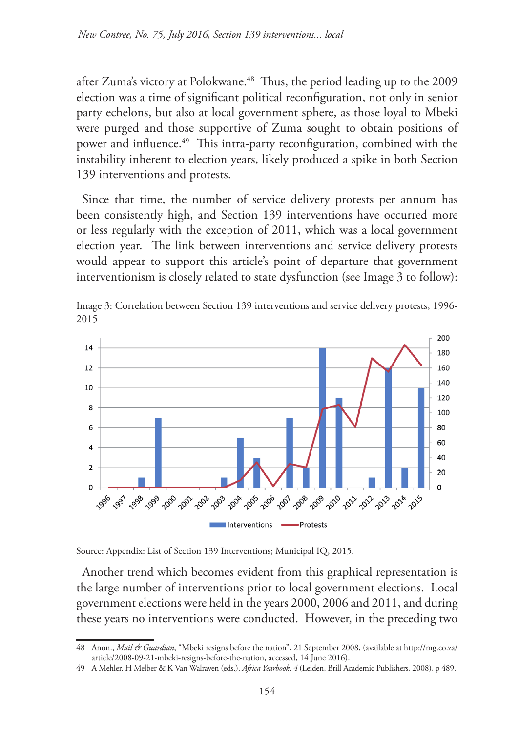after Zuma's victory at Polokwane.[48] Thus, the period leading up to the 2009 election was a time of significant political reconfiguration, not only in senior party echelons, but also at local government sphere, as those loyal to Mbeki were purged and those supportive of Zuma sought to obtain positions of power and influence.[49] This intra-party reconfiguration, combined with the instability inherent to election years, likely produced a spike in both Section 139 interventions and protests.

Since that time, the number of service delivery protests per annum has been consistently high, and Section 139 interventions have occurred more or less regularly with the exception of 2011, which was a local government election year. The link between interventions and service delivery protests would appear to support this article's point of departure that government interventionism is closely related to state dysfunction (see Image 3 to follow):

Image 3: Correlation between Section 139 interventions and service delivery protests, 1996-2015

Source: Appendix: List of Section 139 Interventions; Municipal IQ, 2015.

Another trend which becomes evident from this graphical representation is the large number of interventions prior to local government elections. Local government elections were held in the years 2000, 2006 and 2011, and during these years no interventions were conducted. However, in the preceding two

48 Anon., *Mail & Guardian*, "Mbeki resigns before the nation", 21 September 2008, (available at http://mg.co.za/article/2008-09-21-mbeki-resigns-before-the-nation, accessed, 14 June 2016).

49 A Mehler, H Melber & K Van Walraven (eds.), *Africa Yearbook, 4* (Leiden, Brill Academic Publishers, 2008), p 489.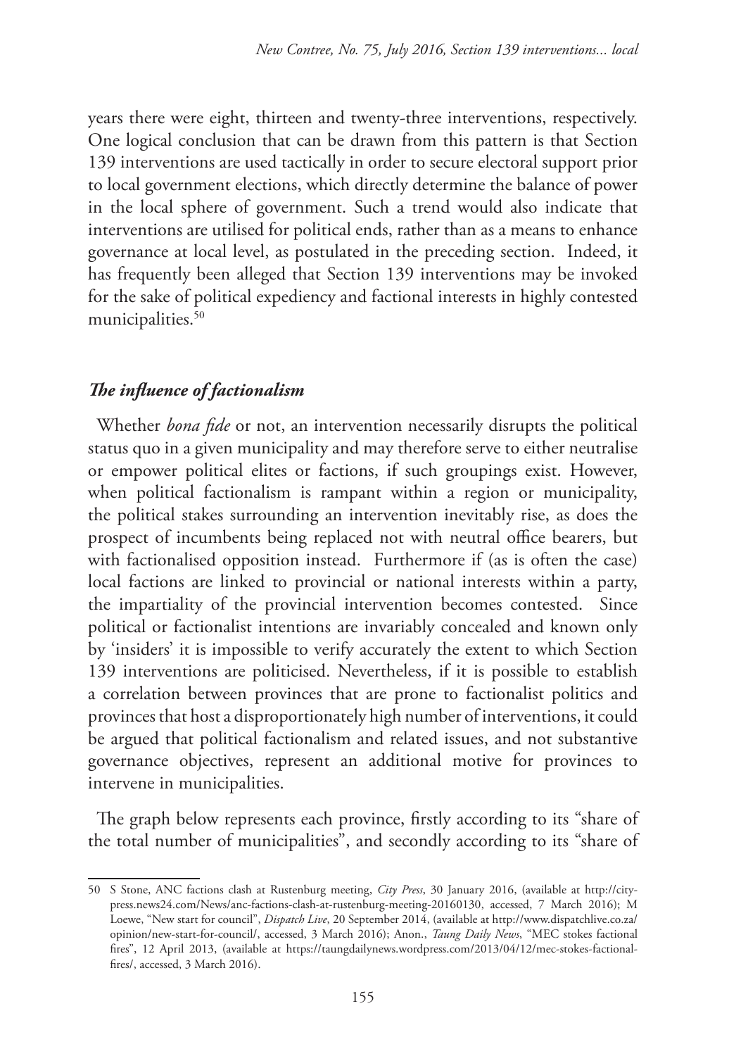years there were eight, thirteen and twenty-three interventions, respectively. One logical conclusion that can be drawn from this pattern is that Section 139 interventions are used tactically in order to secure electoral support prior to local government elections, which directly determine the balance of power in the local sphere of government. Such a trend would also indicate that interventions are utilised for political ends, rather than as a means to enhance governance at local level, as postulated in the preceding section. Indeed, it has frequently been alleged that Section 139 interventions may be invoked for the sake of political expediency and factional interests in highly contested municipalities.[50]

### *The influence of factionalism*

Whether *bona fide* or not, an intervention necessarily disrupts the political status quo in a given municipality and may therefore serve to either neutralise or empower political elites or factions, if such groupings exist. However, when political factionalism is rampant within a region or municipality, the political stakes surrounding an intervention inevitably rise, as does the prospect of incumbents being replaced not with neutral office bearers, but with factionalised opposition instead. Furthermore if (as is often the case) local factions are linked to provincial or national interests within a party, the impartiality of the provincial intervention becomes contested. Since political or factionalist intentions are invariably concealed and known only by 'insiders' it is impossible to verify accurately the extent to which Section 139 interventions are politicised. Nevertheless, if it is possible to establish a correlation between provinces that are prone to factionalist politics and provinces that host a disproportionately high number of interventions, it could be argued that political factionalism and related issues, and not substantive governance objectives, represent an additional motive for provinces to intervene in municipalities.

The graph below represents each province, firstly according to its "share of the total number of municipalities", and secondly according to its "share of

---

50 S Stone, ANC factions clash at Rustenburg meeting, *City Press*, 30 January 2016, (available at http://city-press.news24.com/News/anc-factions-clash-at-rustenburg-meeting-20160130, accessed, 7 March 2016); M Loewe, "New start for council", *Dispatch Live*, 20 September 2014, (available at http://www.dispatchlive.co.za/opinion/new-start-for-council/, accessed, 3 March 2016); Anon., *Taung Daily News*, "MEC stokes factional fires", 12 April 2013, (available at https://taungdailynews.wordpress.com/2013/04/12/mec-stokes-factional-fires/, accessed, 3 March 2016).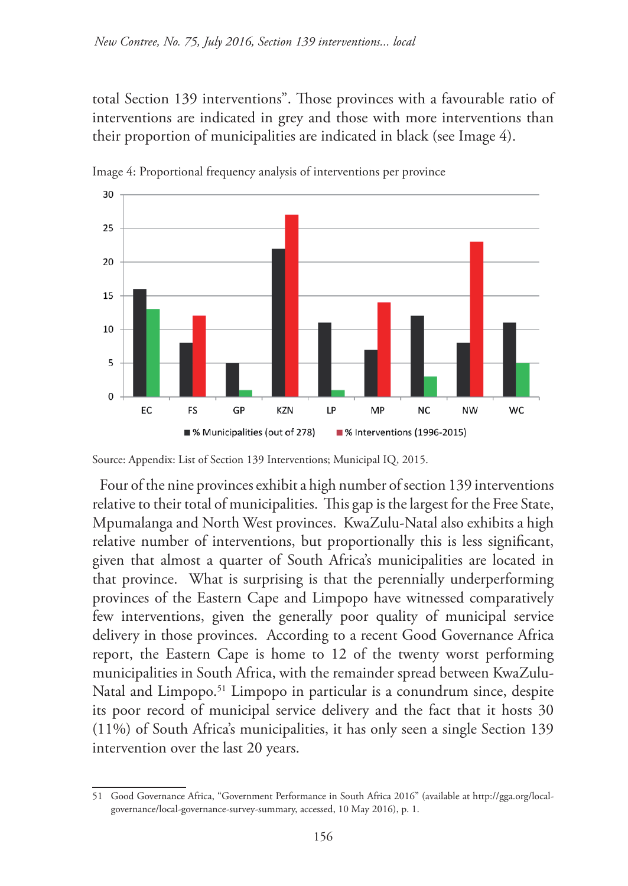total Section 139 interventions". Those provinces with a favourable ratio of interventions are indicated in grey and those with more interventions than their proportion of municipalities are indicated in black (see Image 4).

Image 4: Proportional frequency analysis of interventions per province

Source: Appendix: List of Section 139 Interventions; Municipal IQ, 2015.

Four of the nine provinces exhibit a high number of section 139 interventions relative to their total of municipalities. This gap is the largest for the Free State, Mpumalanga and North West provinces. KwaZulu-Natal also exhibits a high relative number of interventions, but proportionally this is less significant, given that almost a quarter of South Africa's municipalities are located in that province. What is surprising is that the perennially underperforming provinces of the Eastern Cape and Limpopo have witnessed comparatively few interventions, given the generally poor quality of municipal service delivery in those provinces. According to a recent Good Governance Africa report, the Eastern Cape is home to 12 of the twenty worst performing municipalities in South Africa, with the remainder spread between KwaZulu-Natal and Limpopo.[51] Limpopo in particular is a conundrum since, despite its poor record of municipal service delivery and the fact that it hosts 30 (11%) of South Africa's municipalities, it has only seen a single Section 139 intervention over the last 20 years.

---

51 Good Governance Africa, "Government Performance in South Africa 2016" (available at http://gga.org/local-governance/local-governance-survey-summary, accessed, 10 May 2016), p. 1.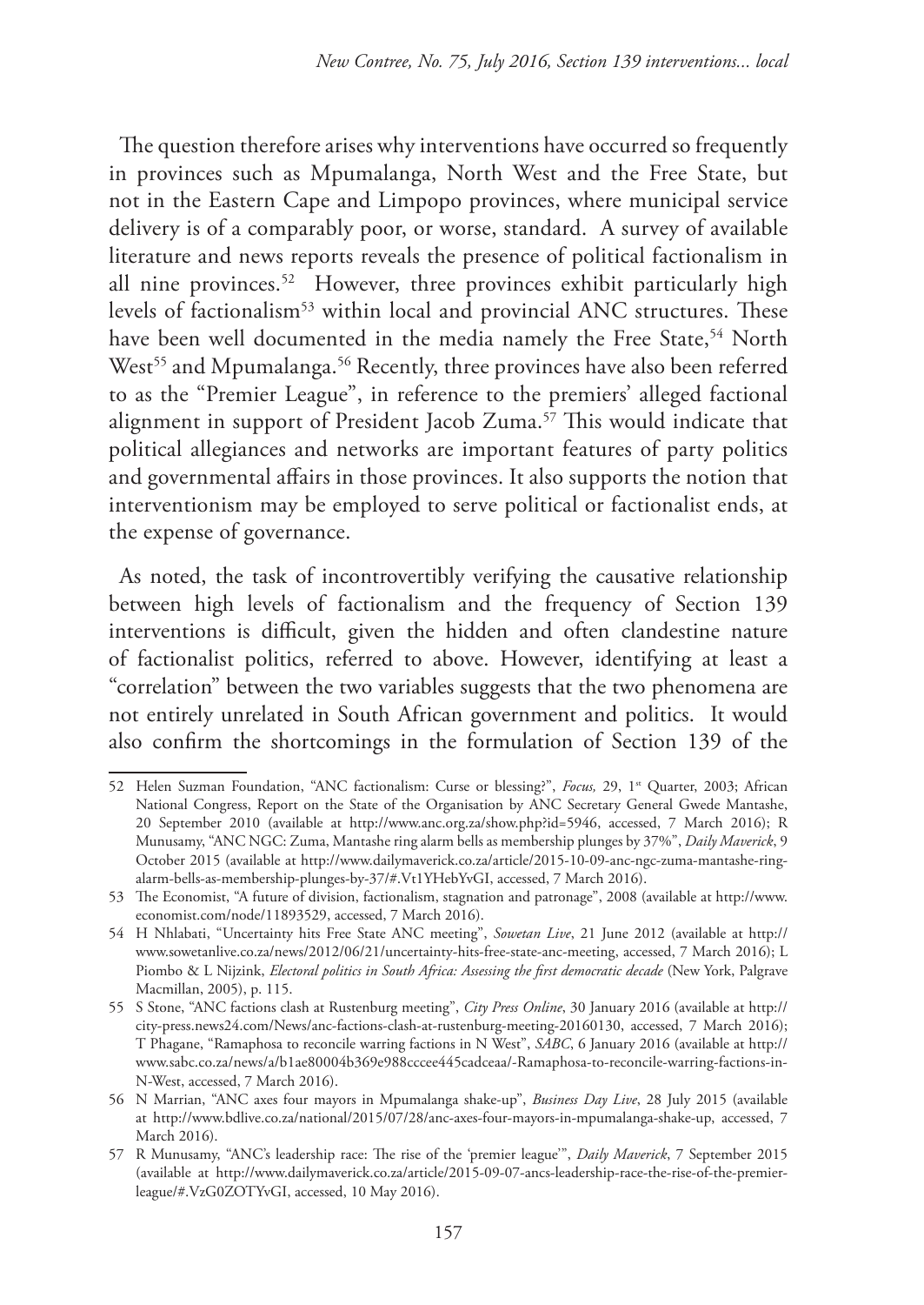The question therefore arises why interventions have occurred so frequently in provinces such as Mpumalanga, North West and the Free State, but not in the Eastern Cape and Limpopo provinces, where municipal service delivery is of a comparably poor, or worse, standard. A survey of available literature and news reports reveals the presence of political factionalism in all nine provinces.[52] However, three provinces exhibit particularly high levels of factionalism[53] within local and provincial ANC structures. These have been well documented in the media namely the Free State,[54] North West[55] and Mpumalanga.[56] Recently, three provinces have also been referred to as the "Premier League", in reference to the premiers' alleged factional alignment in support of President Jacob Zuma.[57] This would indicate that political allegiances and networks are important features of party politics and governmental affairs in those provinces. It also supports the notion that interventionism may be employed to serve political or factionalist ends, at the expense of governance.

As noted, the task of incontrovertibly verifying the causative relationship between high levels of factionalism and the frequency of Section 139 interventions is difficult, given the hidden and often clandestine nature of factionalist politics, referred to above. However, identifying at least a "correlation" between the two variables suggests that the two phenomena are not entirely unrelated in South African government and politics. It would also confirm the shortcomings in the formulation of Section 139 of the

---

52 Helen Suzman Foundation, "ANC factionalism: Curse or blessing?", *Focus,* 29, 1st Quarter, 2003; African National Congress, Report on the State of the Organisation by ANC Secretary General Gwede Mantashe, 20 September 2010 (available at http://www.anc.org.za/show.php?id=5946, accessed, 7 March 2016); R Munusamy, "ANC NGC: Zuma, Mantashe ring alarm bells as membership plunges by 37%", *Daily Maverick*, 9 October 2015 (available at http://www.dailymaverick.co.za/article/2015-10-09-anc-ngc-zuma-mantashe-ring-alarm-bells-as-membership-plunges-by-37/#.Vt1YHebYvGI, accessed, 7 March 2016).

53 The Economist, "A future of division, factionalism, stagnation and patronage", 2008 (available at http://www.economist.com/node/11893529, accessed, 7 March 2016).

54 H Nhlabati, "Uncertainty hits Free State ANC meeting", *Sowetan Live*, 21 June 2012 (available at http://www.sowetanlive.co.za/news/2012/06/21/uncertainty-hits-free-state-anc-meeting, accessed, 7 March 2016); L Piombo & L Nijzink, *Electoral politics in South Africa: Assessing the first democratic decade* (New York, Palgrave Macmillan, 2005), p. 115.

55 S Stone, "ANC factions clash at Rustenburg meeting", *City Press Online*, 30 January 2016 (available at http://city-press.news24.com/News/anc-factions-clash-at-rustenburg-meeting-20160130, accessed, 7 March 2016); T Phagane, "Ramaphosa to reconcile warring factions in N West", *SABC*, 6 January 2016 (available at http://www.sabc.co.za/news/a/b1ae80004b369e988cccee445cadceaa/-Ramaphosa-to-reconcile-warring-factions-in-N-West, accessed, 7 March 2016).

56 N Marrian, "ANC axes four mayors in Mpumalanga shake-up", *Business Day Live*, 28 July 2015 (available at http://www.bdlive.co.za/national/2015/07/28/anc-axes-four-mayors-in-mpumalanga-shake-up, accessed, 7 March 2016).

57 R Munusamy, "ANC's leadership race: The rise of the 'premier league'", *Daily Maverick*, 7 September 2015 (available at http://www.dailymaverick.co.za/article/2015-09-07-ancs-leadership-race-the-rise-of-the-premier-league/#.VzG0ZOTYvGI, accessed, 10 May 2016).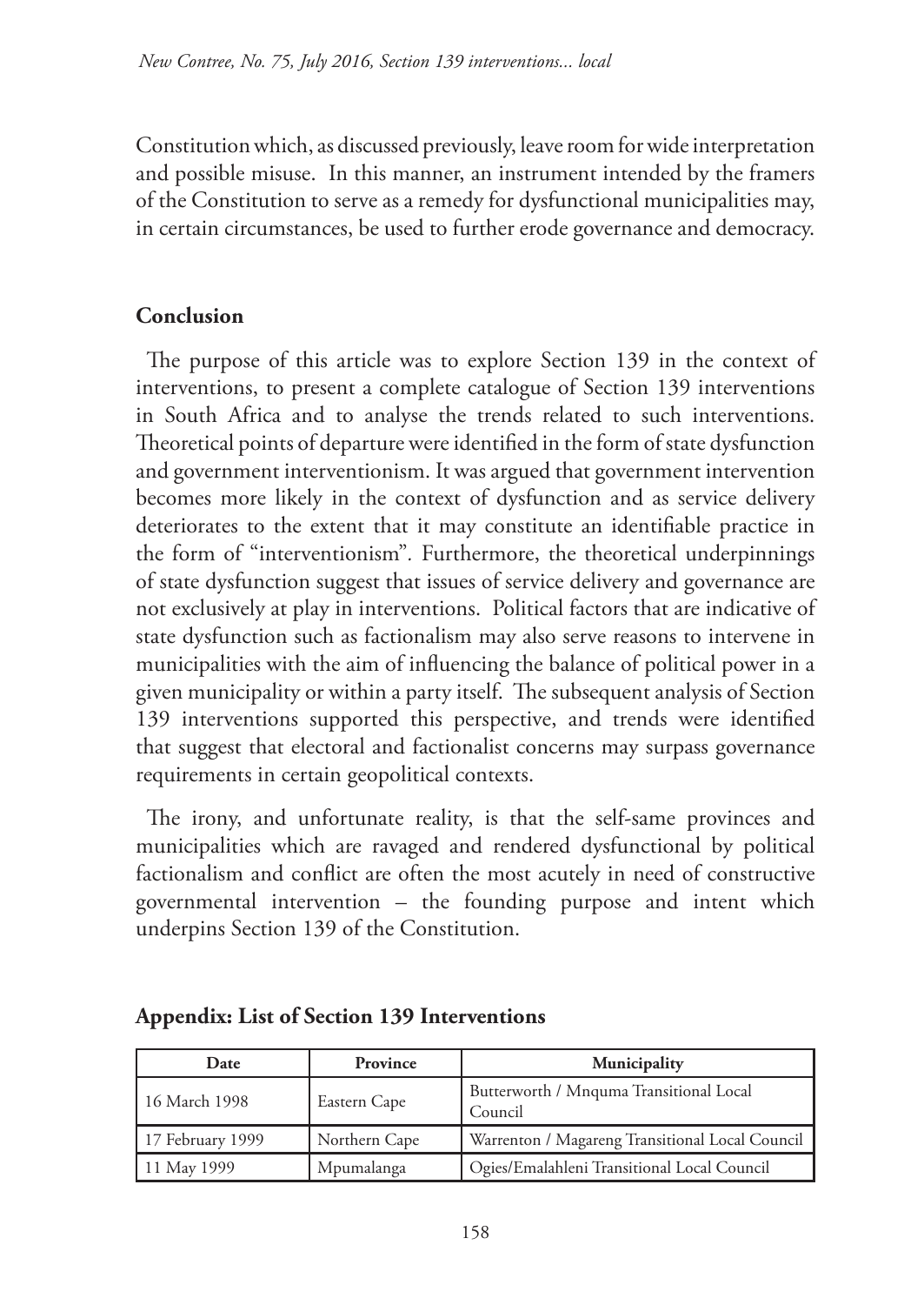Constitution which, as discussed previously, leave room for wide interpretation and possible misuse. In this manner, an instrument intended by the framers of the Constitution to serve as a remedy for dysfunctional municipalities may, in certain circumstances, be used to further erode governance and democracy.

## Conclusion

The purpose of this article was to explore Section 139 in the context of interventions, to present a complete catalogue of Section 139 interventions in South Africa and to analyse the trends related to such interventions. Theoretical points of departure were identified in the form of state dysfunction and government interventionism. It was argued that government intervention becomes more likely in the context of dysfunction and as service delivery deteriorates to the extent that it may constitute an identifiable practice in the form of "interventionism". Furthermore, the theoretical underpinnings of state dysfunction suggest that issues of service delivery and governance are not exclusively at play in interventions. Political factors that are indicative of state dysfunction such as factionalism may also serve reasons to intervene in municipalities with the aim of influencing the balance of political power in a given municipality or within a party itself. The subsequent analysis of Section 139 interventions supported this perspective, and trends were identified that suggest that electoral and factionalist concerns may surpass governance requirements in certain geopolitical contexts.

The irony, and unfortunate reality, is that the self-same provinces and municipalities which are ravaged and rendered dysfunctional by political factionalism and conflict are often the most acutely in need of constructive governmental intervention – the founding purpose and intent which underpins Section 139 of the Constitution.

## Appendix: List of Section 139 Interventions

| Date | Province | Municipality |
|---|---|---|
| 16 March 1998 | Eastern Cape | Butterworth / Mnquma Transitional Local Council |
| 17 February 1999 | Northern Cape | Warrenton / Magareng Transitional Local Council |
| 11 May 1999 | Mpumalanga | Ogies/Emalahleni Transitional Local Council |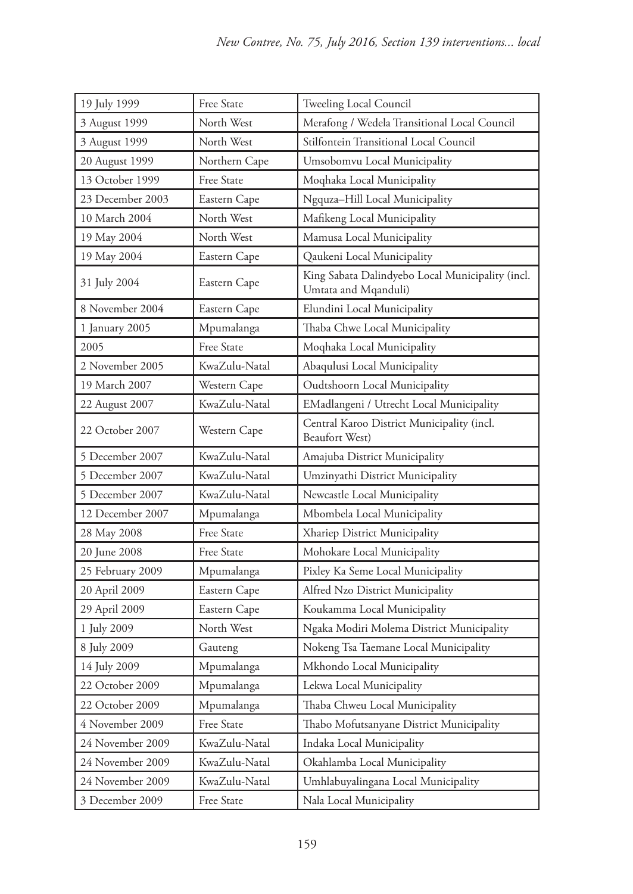| 19 July 1999 | Free State | Tweeling Local Council |
|---|---|---|
| 3 August 1999 | North West | Merafong / Wedela Transitional Local Council |
| 3 August 1999 | North West | Stilfontein Transitional Local Council |
| 20 August 1999 | Northern Cape | Umsobomvu Local Municipality |
| 13 October 1999 | Free State | Moqhaka Local Municipality |
| 23 December 2003 | Eastern Cape | Ngquza–Hill Local Municipality |
| 10 March 2004 | North West | Mafikeng Local Municipality |
| 19 May 2004 | North West | Mamusa Local Municipality |
| 19 May 2004 | Eastern Cape | Qaukeni Local Municipality |
| 31 July 2004 | Eastern Cape | King Sabata Dalindyebo Local Municipality (incl. Umtata and Mqanduli) |
| 8 November 2004 | Eastern Cape | Elundini Local Municipality |
| 1 January 2005 | Mpumalanga | Thaba Chwe Local Municipality |
| 2005 | Free State | Moqhaka Local Municipality |
| 2 November 2005 | KwaZulu-Natal | Abaqulusi Local Municipality |
| 19 March 2007 | Western Cape | Oudtshoorn Local Municipality |
| 22 August 2007 | KwaZulu-Natal | EMadlangeni / Utrecht Local Municipality |
| 22 October 2007 | Western Cape | Central Karoo District Municipality (incl. Beaufort West) |
| 5 December 2007 | KwaZulu-Natal | Amajuba District Municipality |
| 5 December 2007 | KwaZulu-Natal | Umzinyathi District Municipality |
| 5 December 2007 | KwaZulu-Natal | Newcastle Local Municipality |
| 12 December 2007 | Mpumalanga | Mbombela Local Municipality |
| 28 May 2008 | Free State | Xhariep District Municipality |
| 20 June 2008 | Free State | Mohokare Local Municipality |
| 25 February 2009 | Mpumalanga | Pixley Ka Seme Local Municipality |
| 20 April 2009 | Eastern Cape | Alfred Nzo District Municipality |
| 29 April 2009 | Eastern Cape | Koukamma Local Municipality |
| 1 July 2009 | North West | Ngaka Modiri Molema District Municipality |
| 8 July 2009 | Gauteng | Nokeng Tsa Taemane Local Municipality |
| 14 July 2009 | Mpumalanga | Mkhondo Local Municipality |
| 22 October 2009 | Mpumalanga | Lekwa Local Municipality |
| 22 October 2009 | Mpumalanga | Thaba Chweu Local Municipality |
| 4 November 2009 | Free State | Thabo Mofutsanyane District Municipality |
| 24 November 2009 | KwaZulu-Natal | Indaka Local Municipality |
| 24 November 2009 | KwaZulu-Natal | Okahlamba Local Municipality |
| 24 November 2009 | KwaZulu-Natal | Umhlabuyalingana Local Municipality |
| 3 December 2009 | Free State | Nala Local Municipality |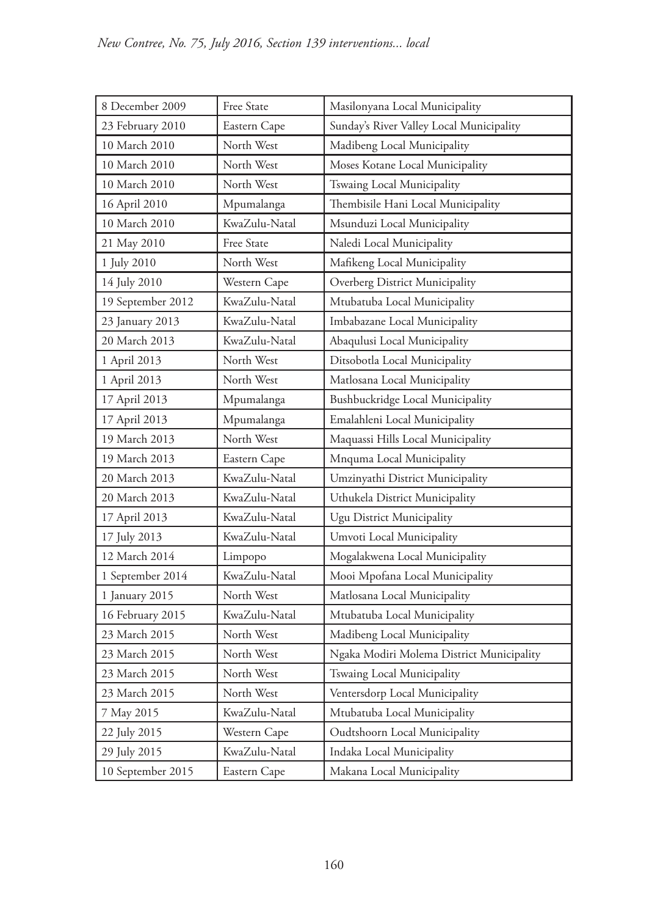| | | |
|---|---|---|
| 8 December 2009 | Free State | Masilonyana Local Municipality |
| 23 February 2010 | Eastern Cape | Sunday's River Valley Local Municipality |
| 10 March 2010 | North West | Madibeng Local Municipality |
| 10 March 2010 | North West | Moses Kotane Local Municipality |
| 10 March 2010 | North West | Tswaing Local Municipality |
| 16 April 2010 | Mpumalanga | Thembisile Hani Local Municipality |
| 10 March 2010 | KwaZulu-Natal | Msunduzi Local Municipality |
| 21 May 2010 | Free State | Naledi Local Municipality |
| 1 July 2010 | North West | Mafikeng Local Municipality |
| 14 July 2010 | Western Cape | Overberg District Municipality |
| 19 September 2012 | KwaZulu-Natal | Mtubatuba Local Municipality |
| 23 January 2013 | KwaZulu-Natal | Imbabazane Local Municipality |
| 20 March 2013 | KwaZulu-Natal | Abaqulusi Local Municipality |
| 1 April 2013 | North West | Ditsobotla Local Municipality |
| 1 April 2013 | North West | Matlosana Local Municipality |
| 17 April 2013 | Mpumalanga | Bushbuckridge Local Municipality |
| 17 April 2013 | Mpumalanga | Emalahleni Local Municipality |
| 19 March 2013 | North West | Maquassi Hills Local Municipality |
| 19 March 2013 | Eastern Cape | Mnquma Local Municipality |
| 20 March 2013 | KwaZulu-Natal | Umzinyathi District Municipality |
| 20 March 2013 | KwaZulu-Natal | Uthukela District Municipality |
| 17 April 2013 | KwaZulu-Natal | Ugu District Municipality |
| 17 July 2013 | KwaZulu-Natal | Umvoti Local Municipality |
| 12 March 2014 | Limpopo | Mogalakwena Local Municipality |
| 1 September 2014 | KwaZulu-Natal | Mooi Mpofana Local Municipality |
| 1 January 2015 | North West | Matlosana Local Municipality |
| 16 February 2015 | KwaZulu-Natal | Mtubatuba Local Municipality |
| 23 March 2015 | North West | Madibeng Local Municipality |
| 23 March 2015 | North West | Ngaka Modiri Molema District Municipality |
| 23 March 2015 | North West | Tswaing Local Municipality |
| 23 March 2015 | North West | Ventersdorp Local Municipality |
| 7 May 2015 | KwaZulu-Natal | Mtubatuba Local Municipality |
| 22 July 2015 | Western Cape | Oudtshoorn Local Municipality |
| 29 July 2015 | KwaZulu-Natal | Indaka Local Municipality |
| 10 September 2015 | Eastern Cape | Makana Local Municipality |